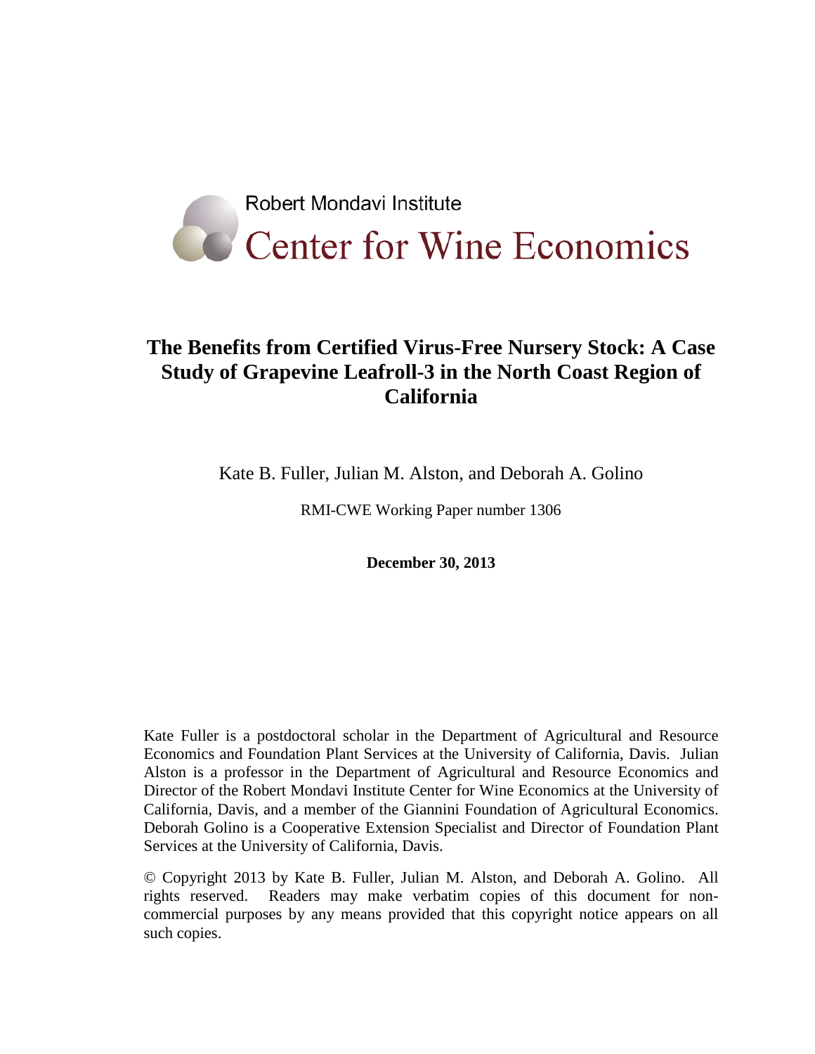Robert Mondavi Institute

Center for Wine Economics

# The Benefits from Certified Virus-Free Nursery Stock: A Case Study of Grapevine Leafroll-3 in the North Coast Region of California

Kate B. Fuller, Julian M. Alston, and Deborah A. Golino

RMI-CWE Working Paper number 1306

**December 30, 2013**

Kate Fuller is a postdoctoral scholar in the Department of Agricultural and Resource Economics and Foundation Plant Services at the University of California, Davis. Julian Alston is a professor in the Department of Agricultural and Resource Economics and Director of the Robert Mondavi Institute Center for Wine Economics at the University of California, Davis, and a member of the Giannini Foundation of Agricultural Economics. Deborah Golino is a Cooperative Extension Specialist and Director of Foundation Plant Services at the University of California, Davis.

© Copyright 2013 by Kate B. Fuller, Julian M. Alston, and Deborah A. Golino. All rights reserved. Readers may make verbatim copies of this document for non-commercial purposes by any means provided that this copyright notice appears on all such copies.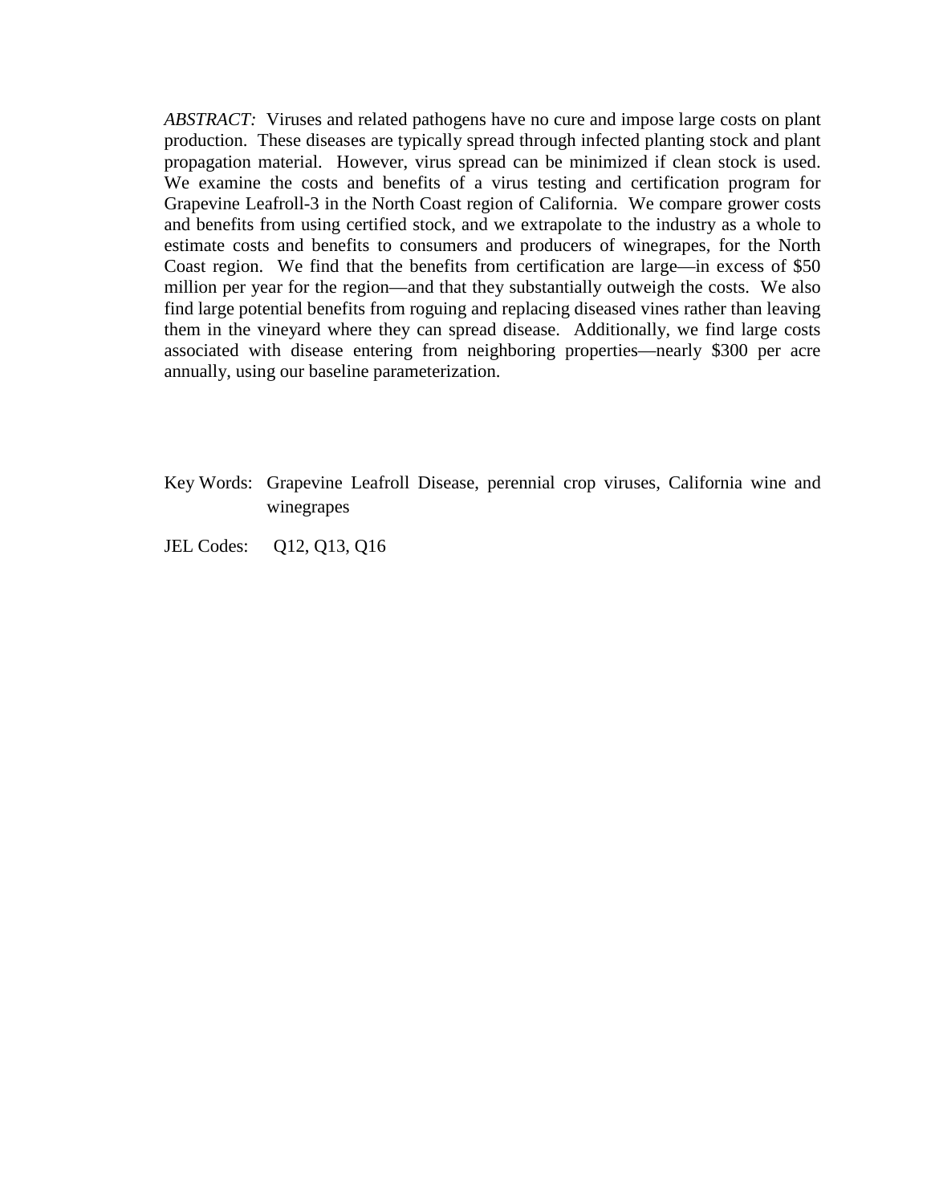*ABSTRACT:* Viruses and related pathogens have no cure and impose large costs on plant production. These diseases are typically spread through infected planting stock and plant propagation material. However, virus spread can be minimized if clean stock is used. We examine the costs and benefits of a virus testing and certification program for Grapevine Leafroll-3 in the North Coast region of California. We compare grower costs and benefits from using certified stock, and we extrapolate to the industry as a whole to estimate costs and benefits to consumers and producers of winegrapes, for the North Coast region. We find that the benefits from certification are large—in excess of $50 million per year for the region—and that they substantially outweigh the costs. We also find large potential benefits from roguing and replacing diseased vines rather than leaving them in the vineyard where they can spread disease. Additionally, we find large costs associated with disease entering from neighboring properties—nearly $300 per acre annually, using our baseline parameterization.

Key Words: Grapevine Leafroll Disease, perennial crop viruses, California wine and winegrapes

JEL Codes: Q12, Q13, Q16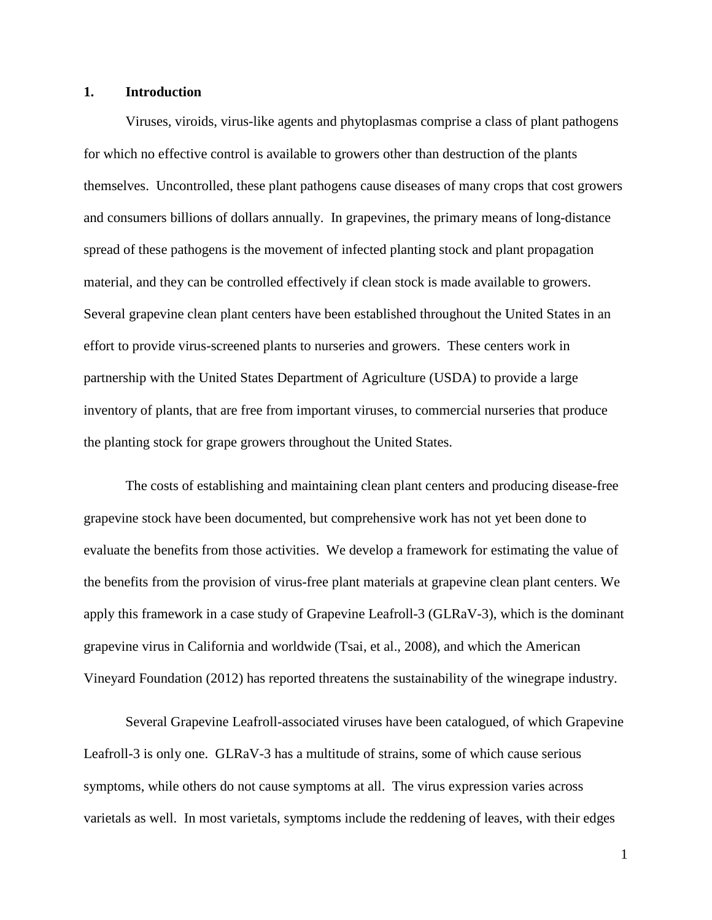## 1. Introduction

Viruses, viroids, virus-like agents and phytoplasmas comprise a class of plant pathogens for which no effective control is available to growers other than destruction of the plants themselves. Uncontrolled, these plant pathogens cause diseases of many crops that cost growers and consumers billions of dollars annually. In grapevines, the primary means of long-distance spread of these pathogens is the movement of infected planting stock and plant propagation material, and they can be controlled effectively if clean stock is made available to growers. Several grapevine clean plant centers have been established throughout the United States in an effort to provide virus-screened plants to nurseries and growers. These centers work in partnership with the United States Department of Agriculture (USDA) to provide a large inventory of plants, that are free from important viruses, to commercial nurseries that produce the planting stock for grape growers throughout the United States.

The costs of establishing and maintaining clean plant centers and producing disease-free grapevine stock have been documented, but comprehensive work has not yet been done to evaluate the benefits from those activities. We develop a framework for estimating the value of the benefits from the provision of virus-free plant materials at grapevine clean plant centers. We apply this framework in a case study of Grapevine Leafroll-3 (GLRaV-3), which is the dominant grapevine virus in California and worldwide (Tsai, et al., 2008), and which the American Vineyard Foundation (2012) has reported threatens the sustainability of the winegrape industry.

Several Grapevine Leafroll-associated viruses have been catalogued, of which Grapevine Leafroll-3 is only one. GLRaV-3 has a multitude of strains, some of which cause serious symptoms, while others do not cause symptoms at all. The virus expression varies across varietals as well. In most varietals, symptoms include the reddening of leaves, with their edges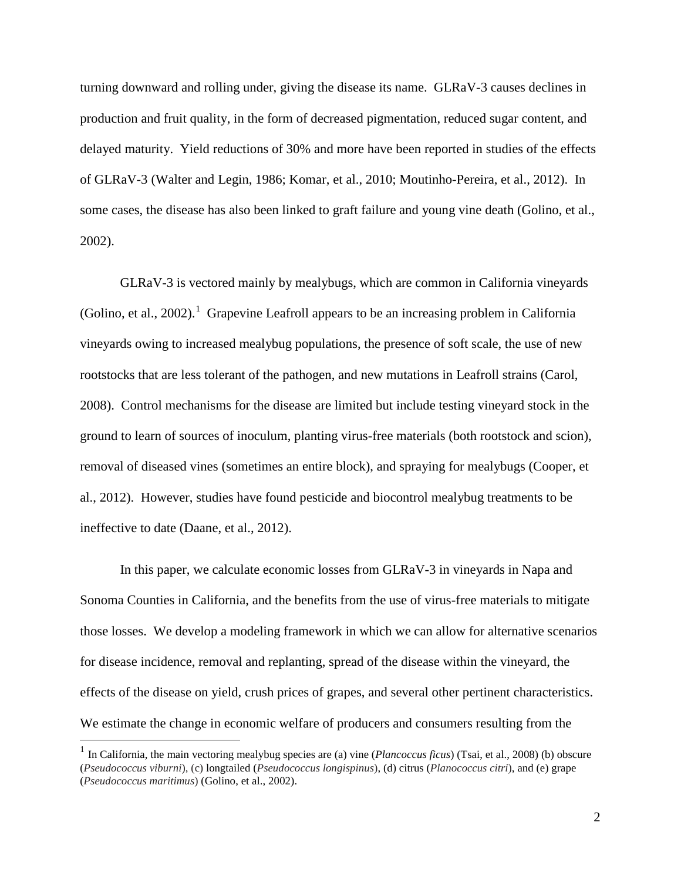turning downward and rolling under, giving the disease its name. GLRaV-3 causes declines in production and fruit quality, in the form of decreased pigmentation, reduced sugar content, and delayed maturity. Yield reductions of 30% and more have been reported in studies of the effects of GLRaV-3 (Walter and Legin, 1986; Komar, et al., 2010; Moutinho-Pereira, et al., 2012). In some cases, the disease has also been linked to graft failure and young vine death (Golino, et al., 2002).

GLRaV-3 is vectored mainly by mealybugs, which are common in California vineyards (Golino, et al., 2002).[1] Grapevine Leafroll appears to be an increasing problem in California vineyards owing to increased mealybug populations, the presence of soft scale, the use of new rootstocks that are less tolerant of the pathogen, and new mutations in Leafroll strains (Carol, 2008). Control mechanisms for the disease are limited but include testing vineyard stock in the ground to learn of sources of inoculum, planting virus-free materials (both rootstock and scion), removal of diseased vines (sometimes an entire block), and spraying for mealybugs (Cooper, et al., 2012). However, studies have found pesticide and biocontrol mealybug treatments to be ineffective to date (Daane, et al., 2012).

In this paper, we calculate economic losses from GLRaV-3 in vineyards in Napa and Sonoma Counties in California, and the benefits from the use of virus-free materials to mitigate those losses. We develop a modeling framework in which we can allow for alternative scenarios for disease incidence, removal and replanting, spread of the disease within the vineyard, the effects of the disease on yield, crush prices of grapes, and several other pertinent characteristics. We estimate the change in economic welfare of producers and consumers resulting from the

[1] In California, the main vectoring mealybug species are (a) vine (*Plancoccus ficus*) (Tsai, et al., 2008) (b) obscure (*Pseudococcus viburni*), (c) longtailed (*Pseudococcus longispinus*), (d) citrus (*Planococcus citri*), and (e) grape (*Pseudococcus maritimus*) (Golino, et al., 2002).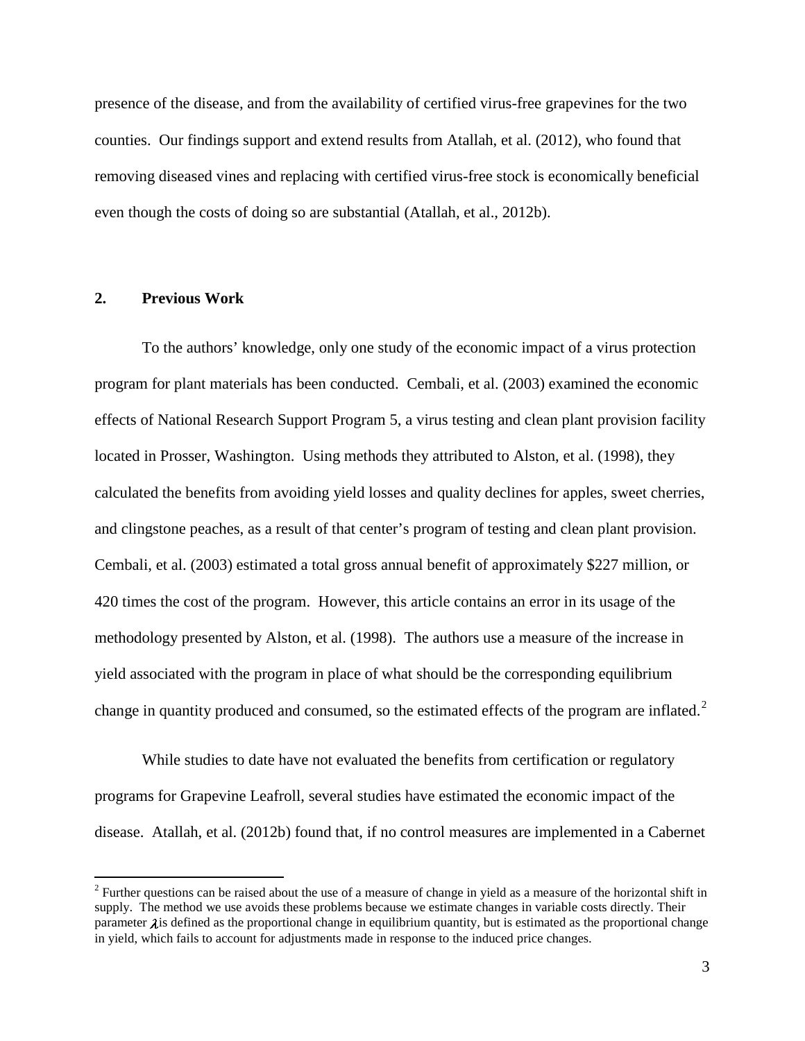presence of the disease, and from the availability of certified virus-free grapevines for the two counties. Our findings support and extend results from Atallah, et al. (2012), who found that removing diseased vines and replacing with certified virus-free stock is economically beneficial even though the costs of doing so are substantial (Atallah, et al., 2012b).

## 2. Previous Work

To the authors' knowledge, only one study of the economic impact of a virus protection program for plant materials has been conducted. Cembali, et al. (2003) examined the economic effects of National Research Support Program 5, a virus testing and clean plant provision facility located in Prosser, Washington. Using methods they attributed to Alston, et al. (1998), they calculated the benefits from avoiding yield losses and quality declines for apples, sweet cherries, and clingstone peaches, as a result of that center's program of testing and clean plant provision. Cembali, et al. (2003) estimated a total gross annual benefit of approximately $227 million, or 420 times the cost of the program. However, this article contains an error in its usage of the methodology presented by Alston, et al. (1998). The authors use a measure of the increase in yield associated with the program in place of what should be the corresponding equilibrium change in quantity produced and consumed, so the estimated effects of the program are inflated.[2]

While studies to date have not evaluated the benefits from certification or regulatory programs for Grapevine Leafroll, several studies have estimated the economic impact of the disease. Atallah, et al. (2012b) found that, if no control measures are implemented in a Cabernet

[2] Further questions can be raised about the use of a measure of change in yield as a measure of the horizontal shift in supply. The method we use avoids these problems because we estimate changes in variable costs directly. Their parameter $\lambda$ is defined as the proportional change in equilibrium quantity, but is estimated as the proportional change in yield, which fails to account for adjustments made in response to the induced price changes.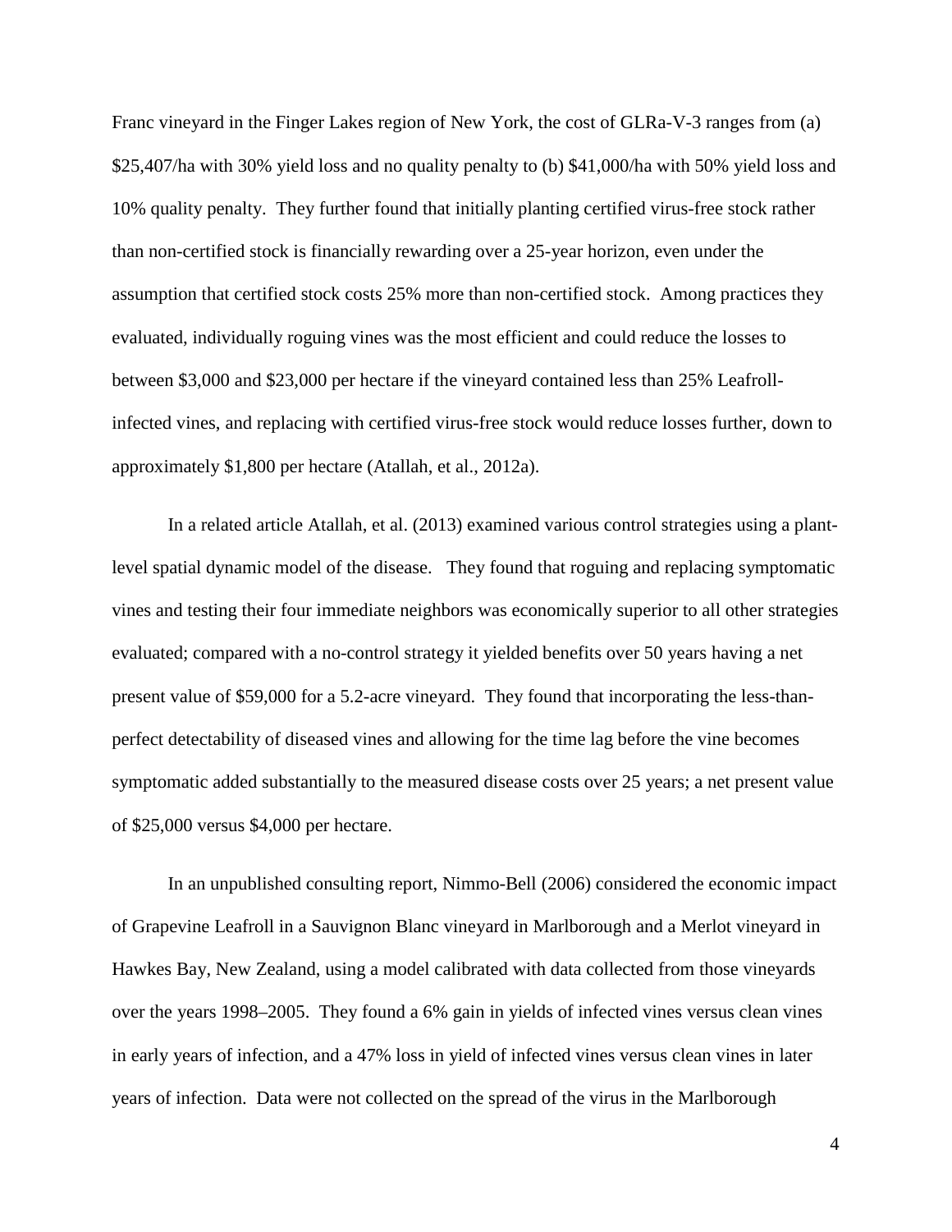Franc vineyard in the Finger Lakes region of New York, the cost of GLRa-V-3 ranges from (a) $25,407/ha with 30% yield loss and no quality penalty to (b) $41,000/ha with 50% yield loss and 10% quality penalty. They further found that initially planting certified virus-free stock rather than non-certified stock is financially rewarding over a 25-year horizon, even under the assumption that certified stock costs 25% more than non-certified stock. Among practices they evaluated, individually roguing vines was the most efficient and could reduce the losses to between $3,000 and $23,000 per hectare if the vineyard contained less than 25% Leafroll-infected vines, and replacing with certified virus-free stock would reduce losses further, down to approximately $1,800 per hectare (Atallah, et al., 2012a).

In a related article Atallah, et al. (2013) examined various control strategies using a plant-level spatial dynamic model of the disease. They found that roguing and replacing symptomatic vines and testing their four immediate neighbors was economically superior to all other strategies evaluated; compared with a no-control strategy it yielded benefits over 50 years having a net present value of $59,000 for a 5.2-acre vineyard. They found that incorporating the less-than-perfect detectability of diseased vines and allowing for the time lag before the vine becomes symptomatic added substantially to the measured disease costs over 25 years; a net present value of $25,000 versus $4,000 per hectare.

In an unpublished consulting report, Nimmo-Bell (2006) considered the economic impact of Grapevine Leafroll in a Sauvignon Blanc vineyard in Marlborough and a Merlot vineyard in Hawkes Bay, New Zealand, using a model calibrated with data collected from those vineyards over the years 1998–2005. They found a 6% gain in yields of infected vines versus clean vines in early years of infection, and a 47% loss in yield of infected vines versus clean vines in later years of infection. Data were not collected on the spread of the virus in the Marlborough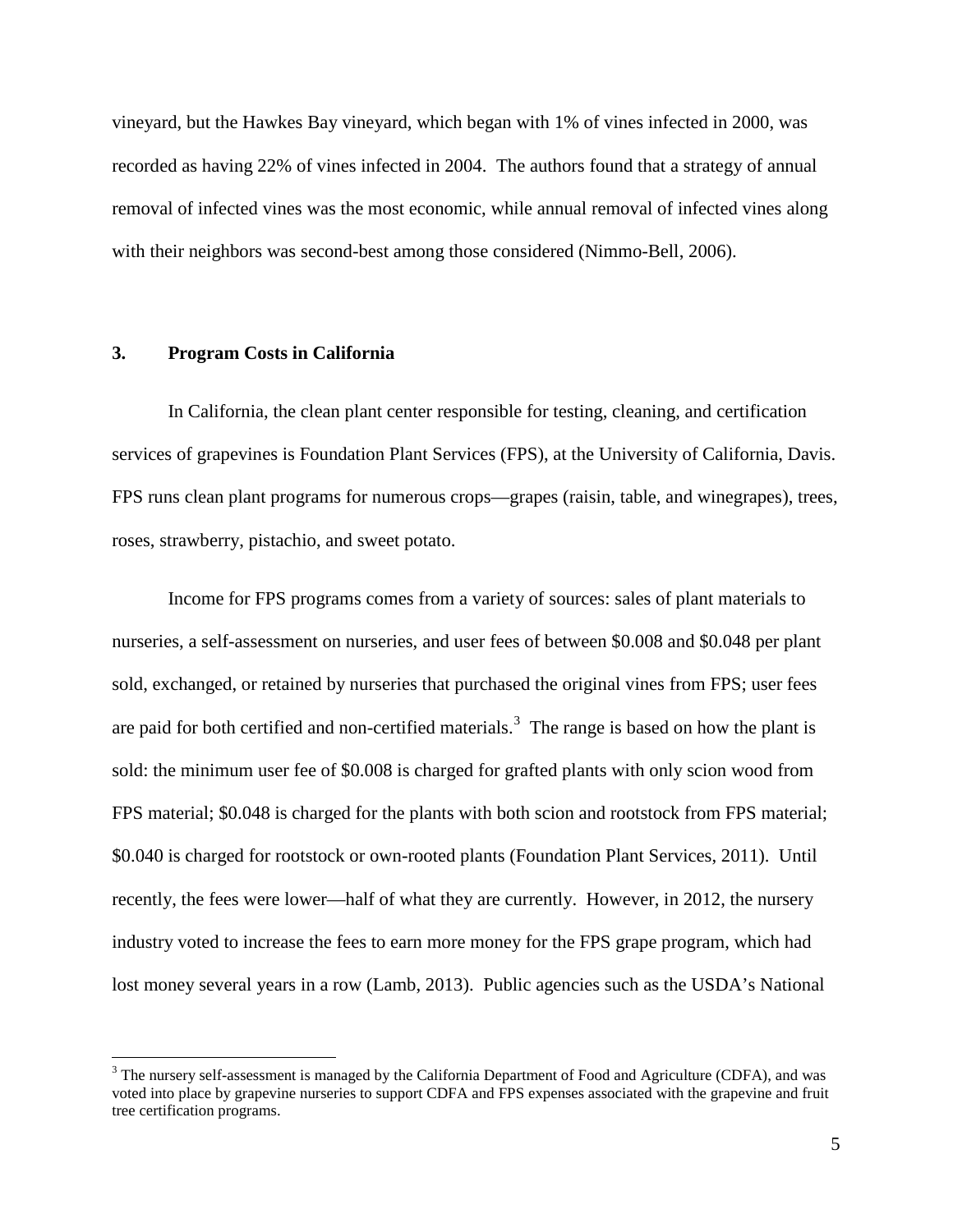vineyard, but the Hawkes Bay vineyard, which began with 1% of vines infected in 2000, was recorded as having 22% of vines infected in 2004. The authors found that a strategy of annual removal of infected vines was the most economic, while annual removal of infected vines along with their neighbors was second-best among those considered (Nimmo-Bell, 2006).

## 3. Program Costs in California

In California, the clean plant center responsible for testing, cleaning, and certification services of grapevines is Foundation Plant Services (FPS), at the University of California, Davis. FPS runs clean plant programs for numerous crops—grapes (raisin, table, and winegrapes), trees, roses, strawberry, pistachio, and sweet potato.

Income for FPS programs comes from a variety of sources: sales of plant materials to nurseries, a self-assessment on nurseries, and user fees of between \$0.008 and \$0.048 per plant sold, exchanged, or retained by nurseries that purchased the original vines from FPS; user fees are paid for both certified and non-certified materials.[3] The range is based on how the plant is sold: the minimum user fee of \$0.008 is charged for grafted plants with only scion wood from FPS material; \$0.048 is charged for the plants with both scion and rootstock from FPS material; \$0.040 is charged for rootstock or own-rooted plants (Foundation Plant Services, 2011). Until recently, the fees were lower—half of what they are currently. However, in 2012, the nursery industry voted to increase the fees to earn more money for the FPS grape program, which had lost money several years in a row (Lamb, 2013). Public agencies such as the USDA's National

[3] The nursery self-assessment is managed by the California Department of Food and Agriculture (CDFA), and was voted into place by grapevine nurseries to support CDFA and FPS expenses associated with the grapevine and fruit tree certification programs.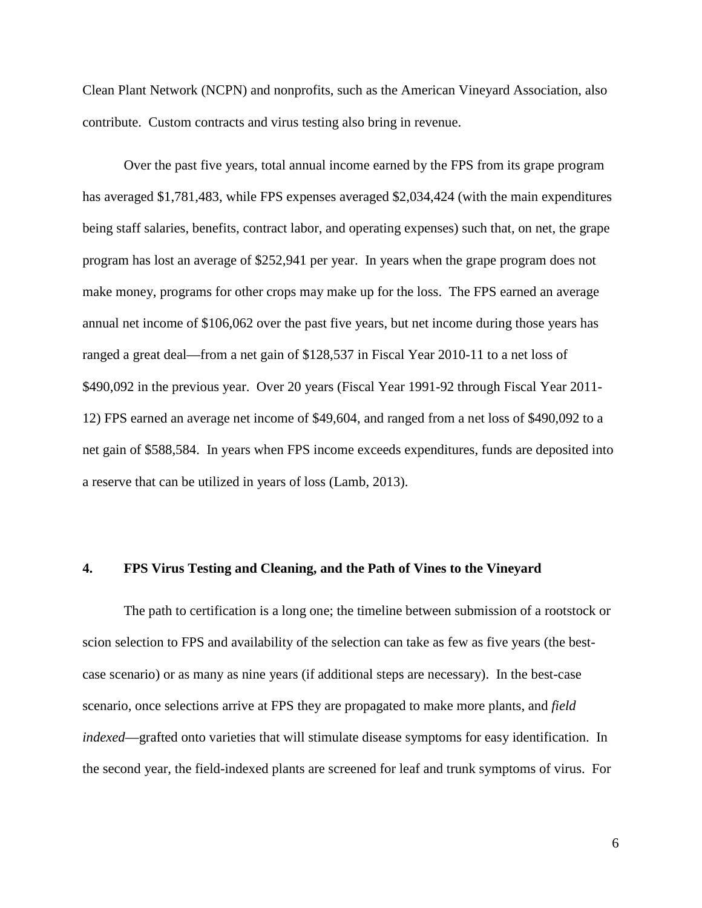Clean Plant Network (NCPN) and nonprofits, such as the American Vineyard Association, also contribute. Custom contracts and virus testing also bring in revenue.

Over the past five years, total annual income earned by the FPS from its grape program has averaged $1,781,483, while FPS expenses averaged $2,034,424 (with the main expenditures being staff salaries, benefits, contract labor, and operating expenses) such that, on net, the grape program has lost an average of $252,941 per year. In years when the grape program does not make money, programs for other crops may make up for the loss. The FPS earned an average annual net income of $106,062 over the past five years, but net income during those years has ranged a great deal—from a net gain of $128,537 in Fiscal Year 2010-11 to a net loss of $490,092 in the previous year. Over 20 years (Fiscal Year 1991-92 through Fiscal Year 2011-12) FPS earned an average net income of $49,604, and ranged from a net loss of $490,092 to a net gain of $588,584. In years when FPS income exceeds expenditures, funds are deposited into a reserve that can be utilized in years of loss (Lamb, 2013).

## 4. FPS Virus Testing and Cleaning, and the Path of Vines to the Vineyard

The path to certification is a long one; the timeline between submission of a rootstock or scion selection to FPS and availability of the selection can take as few as five years (the best-case scenario) or as many as nine years (if additional steps are necessary). In the best-case scenario, once selections arrive at FPS they are propagated to make more plants, and *field indexed*—grafted onto varieties that will stimulate disease symptoms for easy identification. In the second year, the field-indexed plants are screened for leaf and trunk symptoms of virus. For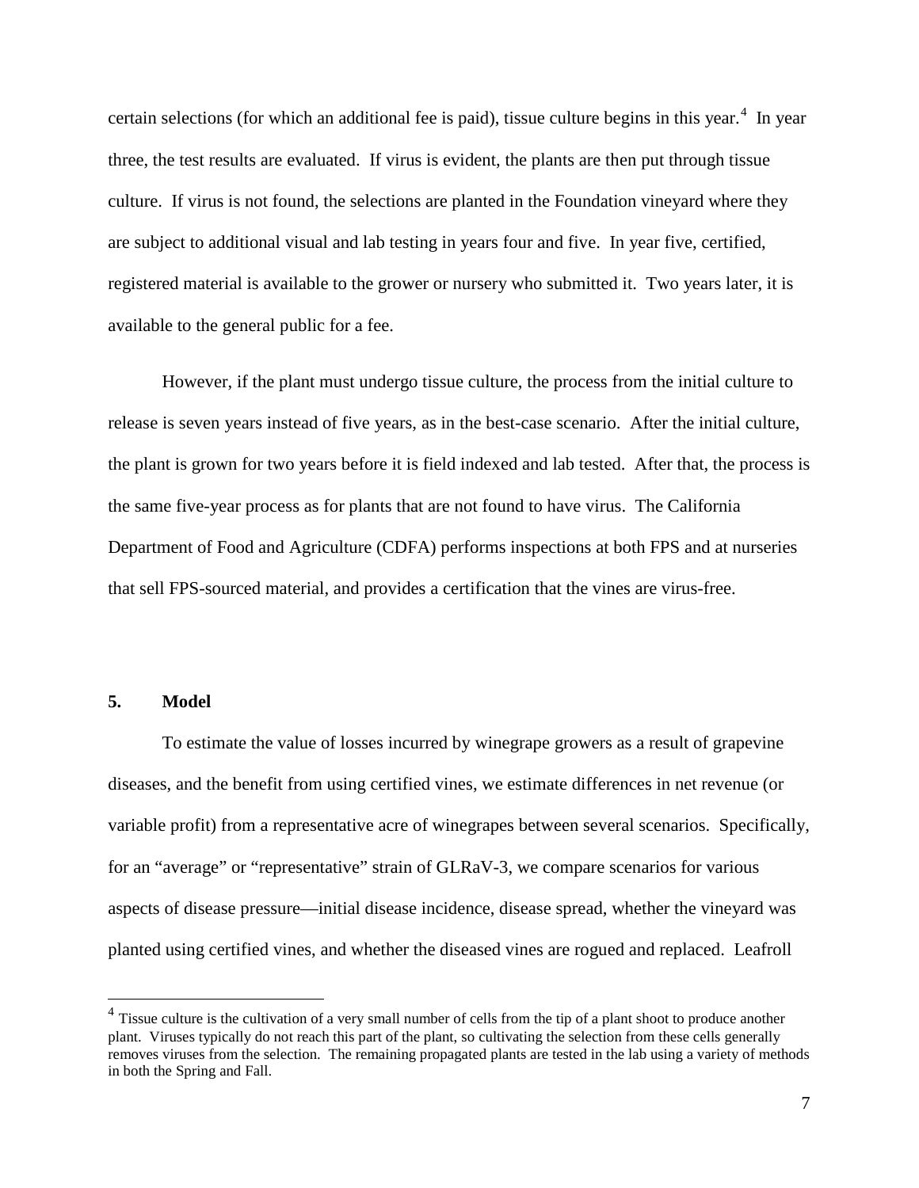certain selections (for which an additional fee is paid), tissue culture begins in this year.[4] In year three, the test results are evaluated. If virus is evident, the plants are then put through tissue culture. If virus is not found, the selections are planted in the Foundation vineyard where they are subject to additional visual and lab testing in years four and five. In year five, certified, registered material is available to the grower or nursery who submitted it. Two years later, it is available to the general public for a fee.

However, if the plant must undergo tissue culture, the process from the initial culture to release is seven years instead of five years, as in the best-case scenario. After the initial culture, the plant is grown for two years before it is field indexed and lab tested. After that, the process is the same five-year process as for plants that are not found to have virus. The California Department of Food and Agriculture (CDFA) performs inspections at both FPS and at nurseries that sell FPS-sourced material, and provides a certification that the vines are virus-free.

## 5. Model

To estimate the value of losses incurred by winegrape growers as a result of grapevine diseases, and the benefit from using certified vines, we estimate differences in net revenue (or variable profit) from a representative acre of winegrapes between several scenarios. Specifically, for an "average" or "representative" strain of GLRaV-3, we compare scenarios for various aspects of disease pressure—initial disease incidence, disease spread, whether the vineyard was planted using certified vines, and whether the diseased vines are rogued and replaced. Leafroll

[4] Tissue culture is the cultivation of a very small number of cells from the tip of a plant shoot to produce another plant. Viruses typically do not reach this part of the plant, so cultivating the selection from these cells generally removes viruses from the selection. The remaining propagated plants are tested in the lab using a variety of methods in both the Spring and Fall.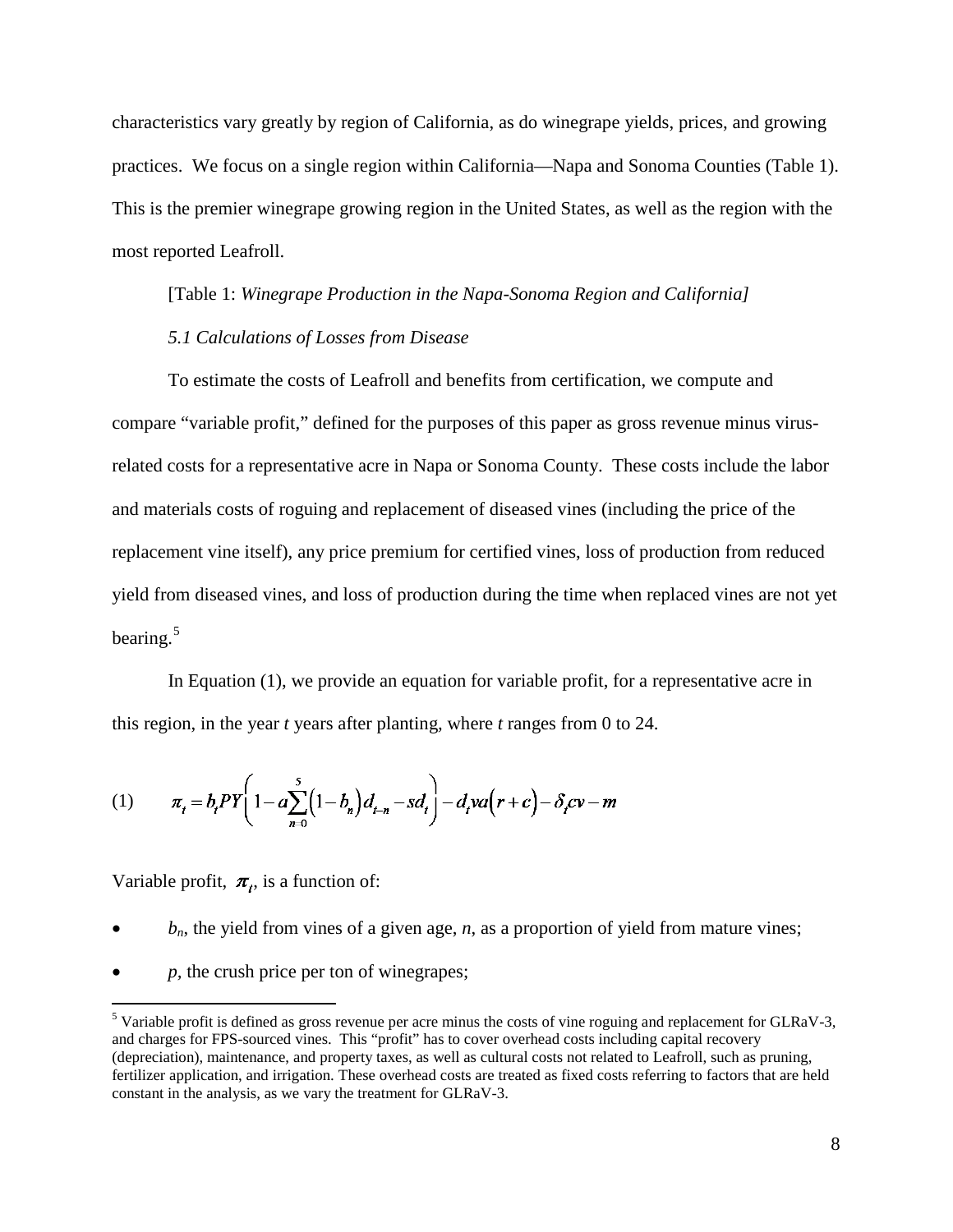characteristics vary greatly by region of California, as do winegrape yields, prices, and growing practices. We focus on a single region within California—Napa and Sonoma Counties (Table 1). This is the premier winegrape growing region in the United States, as well as the region with the most reported Leafroll.

[Table 1: *Winegrape Production in the Napa-Sonoma Region and California]*

### *5.1 Calculations of Losses from Disease*

To estimate the costs of Leafroll and benefits from certification, we compute and compare "variable profit," defined for the purposes of this paper as gross revenue minus virus-related costs for a representative acre in Napa or Sonoma County. These costs include the labor and materials costs of roguing and replacement of diseased vines (including the price of the replacement vine itself), any price premium for certified vines, loss of production from reduced yield from diseased vines, and loss of production during the time when replaced vines are not yet bearing.[5]

In Equation (1), we provide an equation for variable profit, for a representative acre in this region, in the year *t* years after planting, where *t* ranges from 0 to 24.

$$\pi_t = b_t PY\left(1 - a\sum_{n=0}^{5}\left(1-b_n\right)d_{t-n} - sd_t\right) - d_t va\left(r+c\right) - \delta_t cv - m \tag{1}$$

Variable profit, $\pi_t$, is a function of:

- $b_n$, the yield from vines of a given age, *n*, as a proportion of yield from mature vines;
- *p*, the crush price per ton of winegrapes;

[5] Variable profit is defined as gross revenue per acre minus the costs of vine roguing and replacement for GLRaV-3, and charges for FPS-sourced vines. This "profit" has to cover overhead costs including capital recovery (depreciation), maintenance, and property taxes, as well as cultural costs not related to Leafroll, such as pruning, fertilizer application, and irrigation. These overhead costs are treated as fixed costs referring to factors that are held constant in the analysis, as we vary the treatment for GLRaV-3.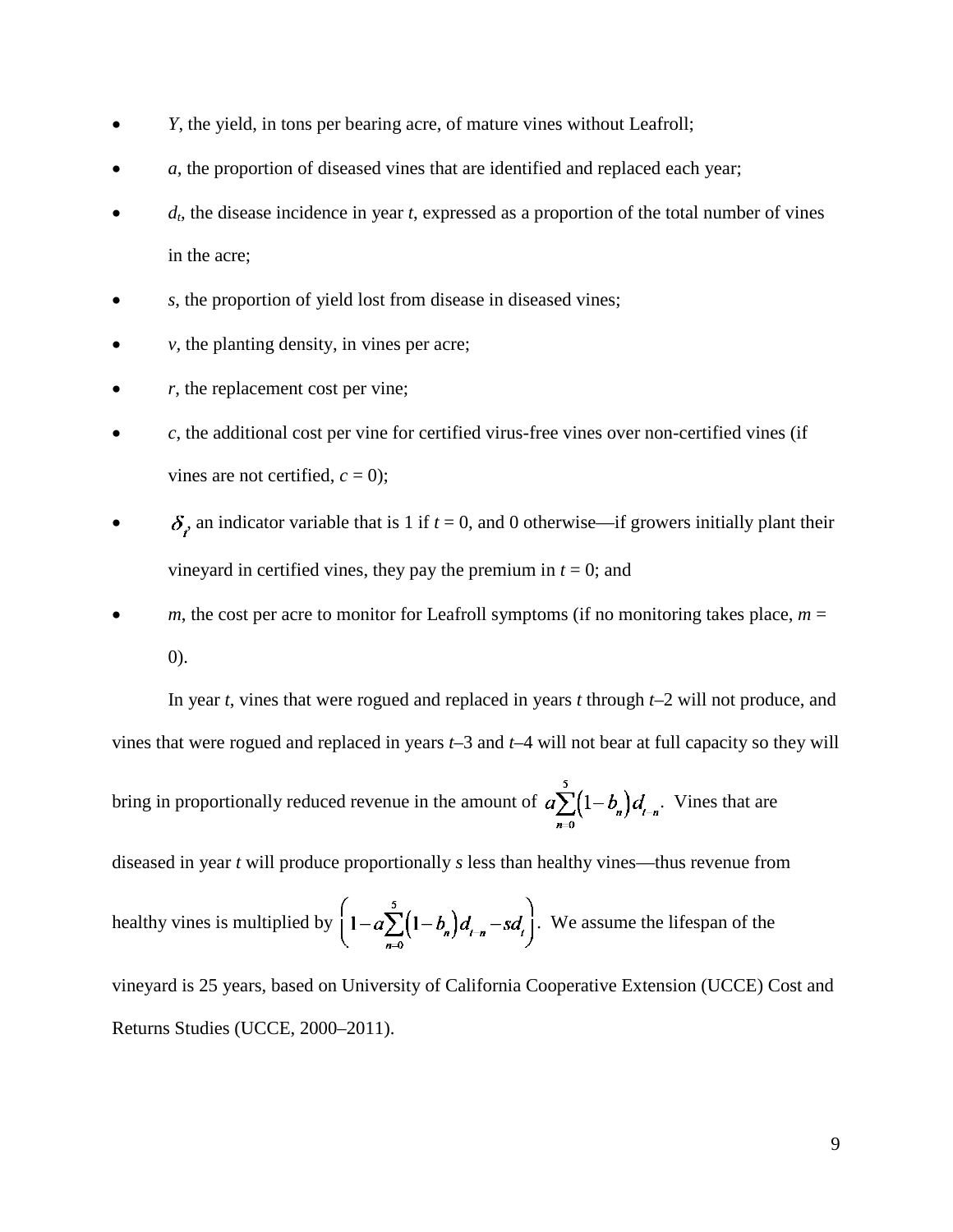- $Y$, the yield, in tons per bearing acre, of mature vines without Leafroll;
- $a$, the proportion of diseased vines that are identified and replaced each year;
- $d_t$, the disease incidence in year $t$, expressed as a proportion of the total number of vines in the acre;
- $s$, the proportion of yield lost from disease in diseased vines;
- $v$, the planting density, in vines per acre;
- $r$, the replacement cost per vine;
- $c$, the additional cost per vine for certified virus-free vines over non-certified vines (if vines are not certified, $c = 0$);
- $\delta_t$, an indicator variable that is 1 if $t = 0$, and 0 otherwise—if growers initially plant their vineyard in certified vines, they pay the premium in $t = 0$; and
- $m$, the cost per acre to monitor for Leafroll symptoms (if no monitoring takes place, $m = 0$).

In year $t$, vines that were rogued and replaced in years $t$ through $t$–2 will not produce, and vines that were rogued and replaced in years $t$–3 and $t$–4 will not bear at full capacity so they will bring in proportionally reduced revenue in the amount of $a\sum_{n=0}^{5}(1-b_n)d_{t-n}$. Vines that are diseased in year $t$ will produce proportionally $s$ less than healthy vines—thus revenue from healthy vines is multiplied by $\left(1-a\sum_{n=0}^{5}(1-b_n)d_{t-n}-sd_t\right)$. We assume the lifespan of the vineyard is 25 years, based on University of California Cooperative Extension (UCCE) Cost and Returns Studies (UCCE, 2000–2011).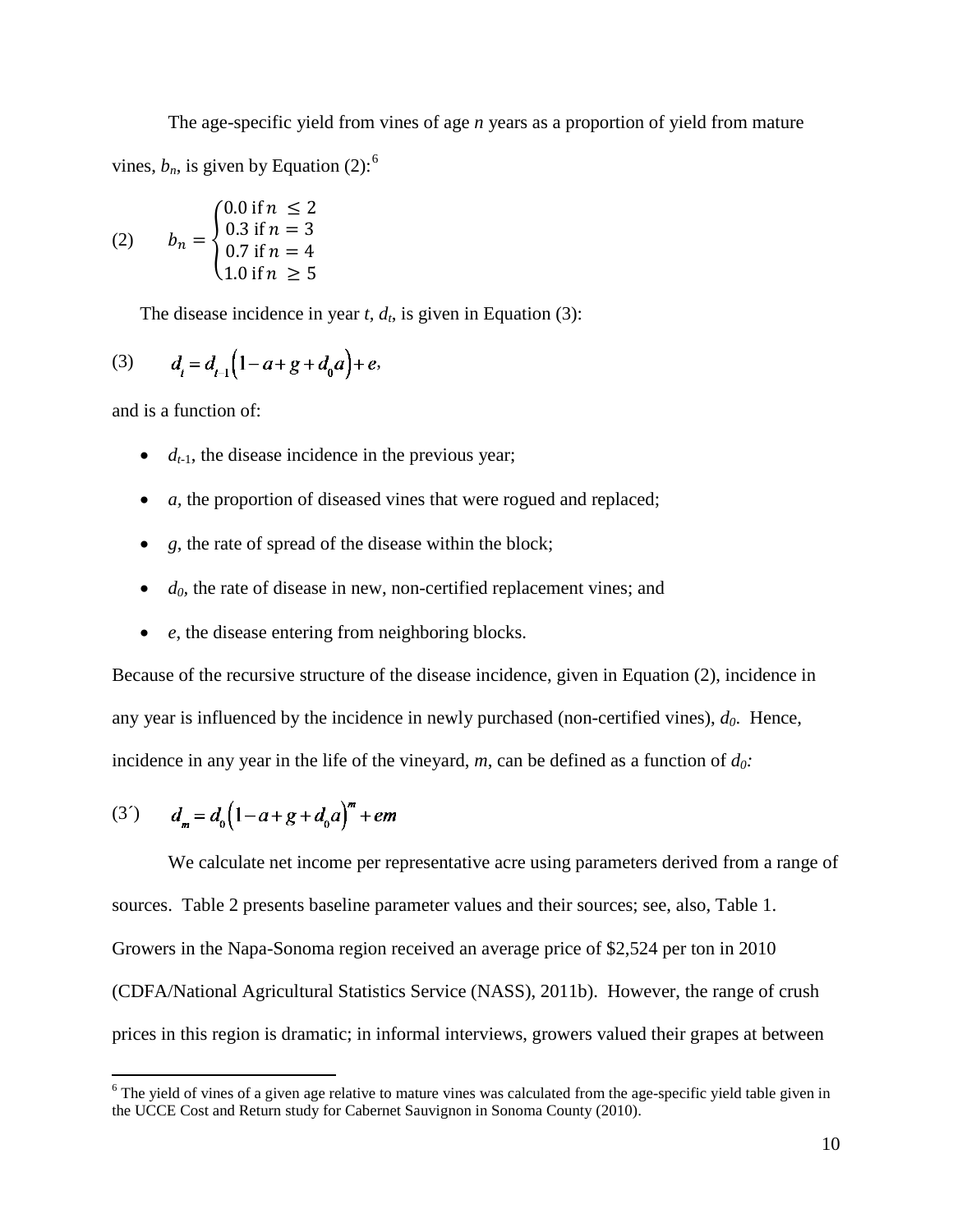The age-specific yield from vines of age *n* years as a proportion of yield from mature vines, $b_n$, is given by Equation (2):[6]

$$(2) \qquad b_n = \begin{cases} 0.0 \text{ if } n \leq 2 \\ 0.3 \text{ if } n = 3 \\ 0.7 \text{ if } n = 4 \\ 1.0 \text{ if } n \geq 5 \end{cases}$$

The disease incidence in year *t*, $d_t$, is given in Equation (3):

$$(3) \qquad d_t = d_{t-1}\left(1 - a + g + d_0 a\right) + e,$$

and is a function of:

- $d_{t-1}$, the disease incidence in the previous year;
- $a$, the proportion of diseased vines that were rogued and replaced;
- $g$, the rate of spread of the disease within the block;
- $d_0$, the rate of disease in new, non-certified replacement vines; and
- $e$, the disease entering from neighboring blocks.

Because of the recursive structure of the disease incidence, given in Equation (2), incidence in any year is influenced by the incidence in newly purchased (non-certified vines), $d_0$. Hence, incidence in any year in the life of the vineyard, $m$, can be defined as a function of $d_0$:

$$(3') \qquad d_m = d_0\left(1 - a + g + d_0 a\right)^m + em$$

We calculate net income per representative acre using parameters derived from a range of sources. Table 2 presents baseline parameter values and their sources; see, also, Table 1. Growers in the Napa-Sonoma region received an average price of \$2,524 per ton in 2010 (CDFA/National Agricultural Statistics Service (NASS), 2011b). However, the range of crush prices in this region is dramatic; in informal interviews, growers valued their grapes at between

[6] The yield of vines of a given age relative to mature vines was calculated from the age-specific yield table given in the UCCE Cost and Return study for Cabernet Sauvignon in Sonoma County (2010).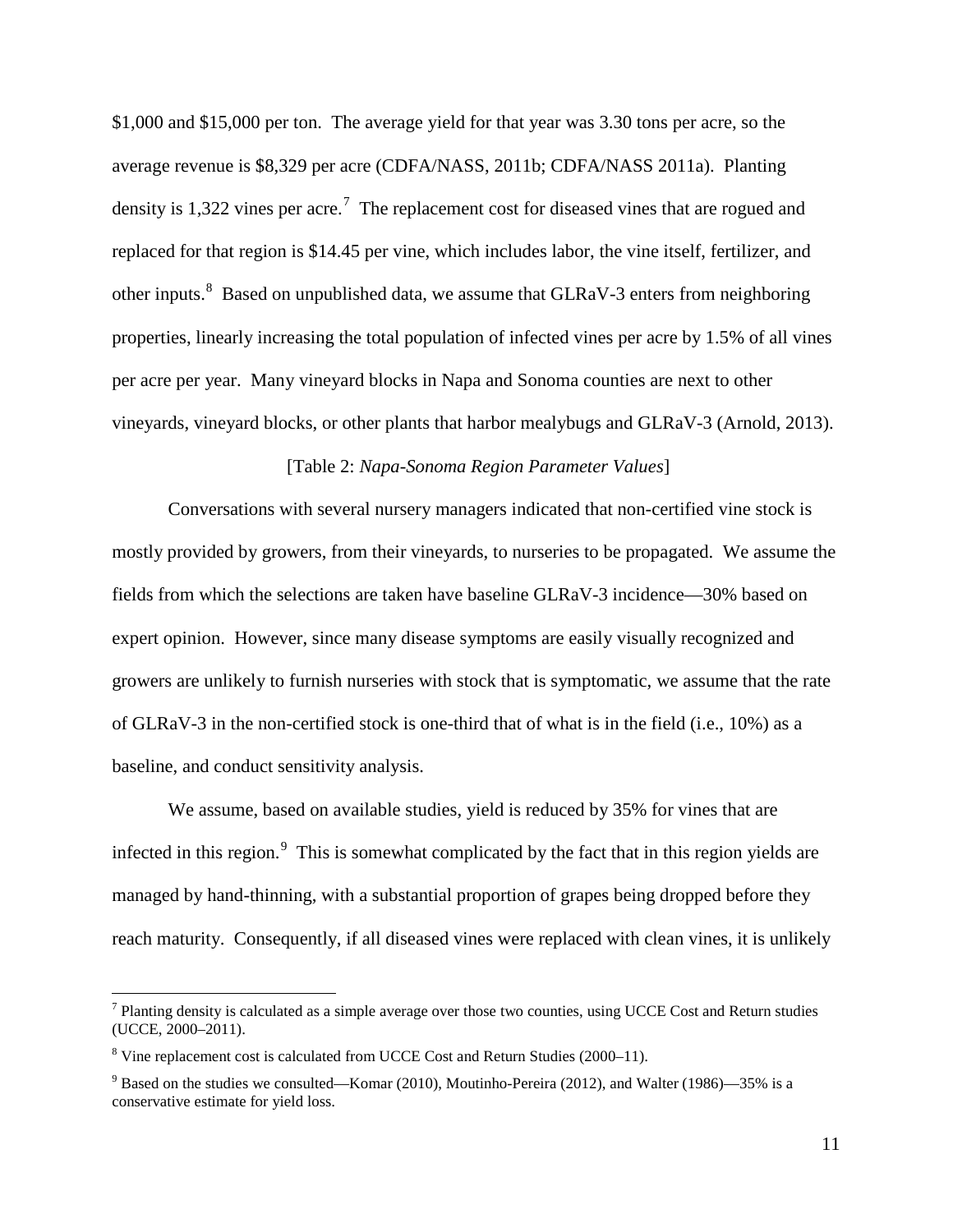$1,000 and $15,000 per ton. The average yield for that year was 3.30 tons per acre, so the average revenue is $8,329 per acre (CDFA/NASS, 2011b; CDFA/NASS 2011a). Planting density is 1,322 vines per acre.[7] The replacement cost for diseased vines that are rogued and replaced for that region is $14.45 per vine, which includes labor, the vine itself, fertilizer, and other inputs.[8] Based on unpublished data, we assume that GLRaV-3 enters from neighboring properties, linearly increasing the total population of infected vines per acre by 1.5% of all vines per acre per year. Many vineyard blocks in Napa and Sonoma counties are next to other vineyards, vineyard blocks, or other plants that harbor mealybugs and GLRaV-3 (Arnold, 2013).

[Table 2: *Napa-Sonoma Region Parameter Values*]

Conversations with several nursery managers indicated that non-certified vine stock is mostly provided by growers, from their vineyards, to nurseries to be propagated. We assume the fields from which the selections are taken have baseline GLRaV-3 incidence—30% based on expert opinion. However, since many disease symptoms are easily visually recognized and growers are unlikely to furnish nurseries with stock that is symptomatic, we assume that the rate of GLRaV-3 in the non-certified stock is one-third that of what is in the field (i.e., 10%) as a baseline, and conduct sensitivity analysis.

We assume, based on available studies, yield is reduced by 35% for vines that are infected in this region.[9] This is somewhat complicated by the fact that in this region yields are managed by hand-thinning, with a substantial proportion of grapes being dropped before they reach maturity. Consequently, if all diseased vines were replaced with clean vines, it is unlikely

---

[7] Planting density is calculated as a simple average over those two counties, using UCCE Cost and Return studies (UCCE, 2000–2011).

[8] Vine replacement cost is calculated from UCCE Cost and Return Studies (2000–11).

[9] Based on the studies we consulted—Komar (2010), Moutinho-Pereira (2012), and Walter (1986)—35% is a conservative estimate for yield loss.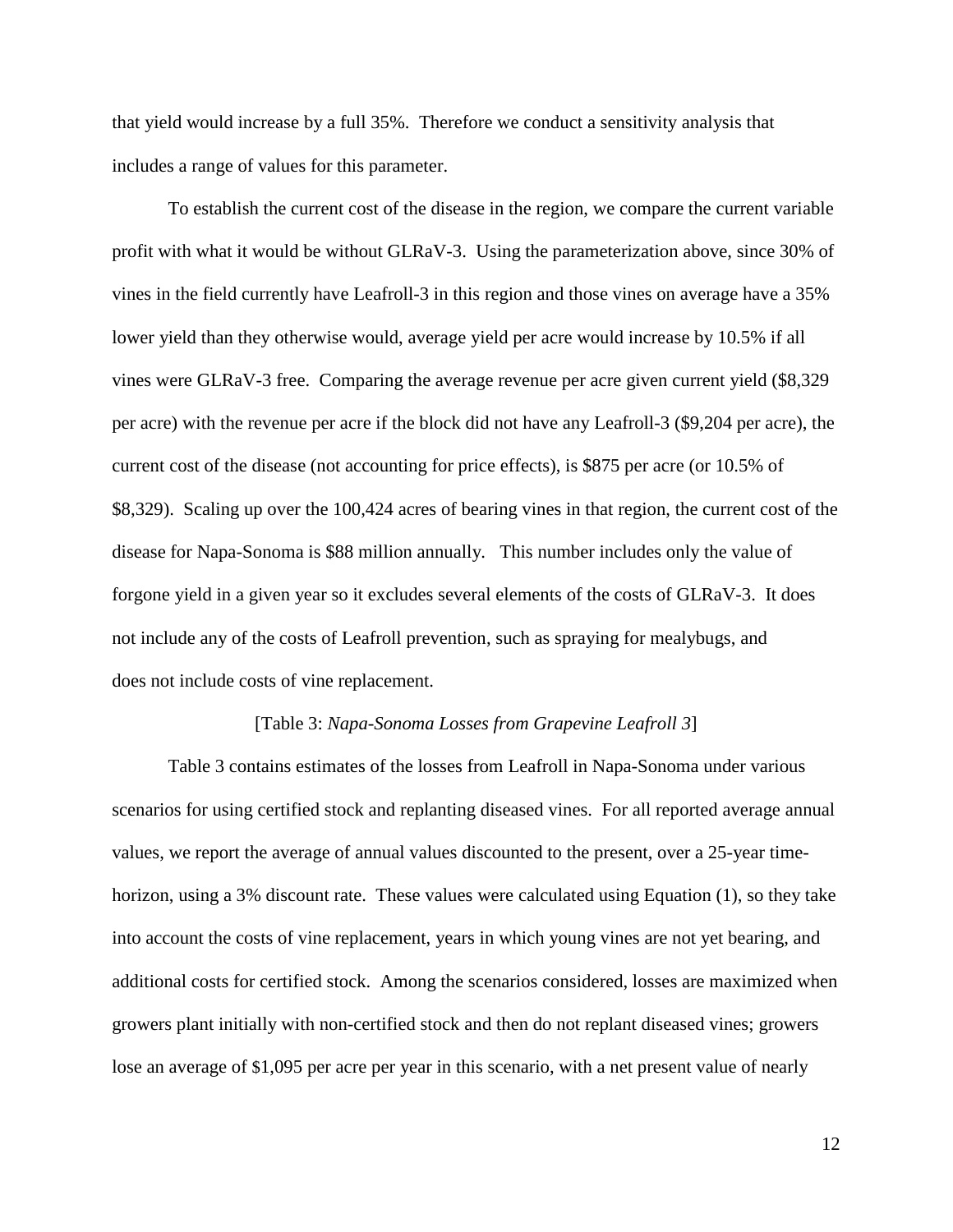that yield would increase by a full 35%. Therefore we conduct a sensitivity analysis that includes a range of values for this parameter.

To establish the current cost of the disease in the region, we compare the current variable profit with what it would be without GLRaV-3. Using the parameterization above, since 30% of vines in the field currently have Leafroll-3 in this region and those vines on average have a 35% lower yield than they otherwise would, average yield per acre would increase by 10.5% if all vines were GLRaV-3 free. Comparing the average revenue per acre given current yield ($8,329 per acre) with the revenue per acre if the block did not have any Leafroll-3 ($9,204 per acre), the current cost of the disease (not accounting for price effects), is $875 per acre (or 10.5% of $8,329). Scaling up over the 100,424 acres of bearing vines in that region, the current cost of the disease for Napa-Sonoma is $88 million annually. This number includes only the value of forgone yield in a given year so it excludes several elements of the costs of GLRaV-3. It does not include any of the costs of Leafroll prevention, such as spraying for mealybugs, and does not include costs of vine replacement.

[Table 3: *Napa-Sonoma Losses from Grapevine Leafroll 3*]

Table 3 contains estimates of the losses from Leafroll in Napa-Sonoma under various scenarios for using certified stock and replanting diseased vines. For all reported average annual values, we report the average of annual values discounted to the present, over a 25-year time-horizon, using a 3% discount rate. These values were calculated using Equation (1), so they take into account the costs of vine replacement, years in which young vines are not yet bearing, and additional costs for certified stock. Among the scenarios considered, losses are maximized when growers plant initially with non-certified stock and then do not replant diseased vines; growers lose an average of $1,095 per acre per year in this scenario, with a net present value of nearly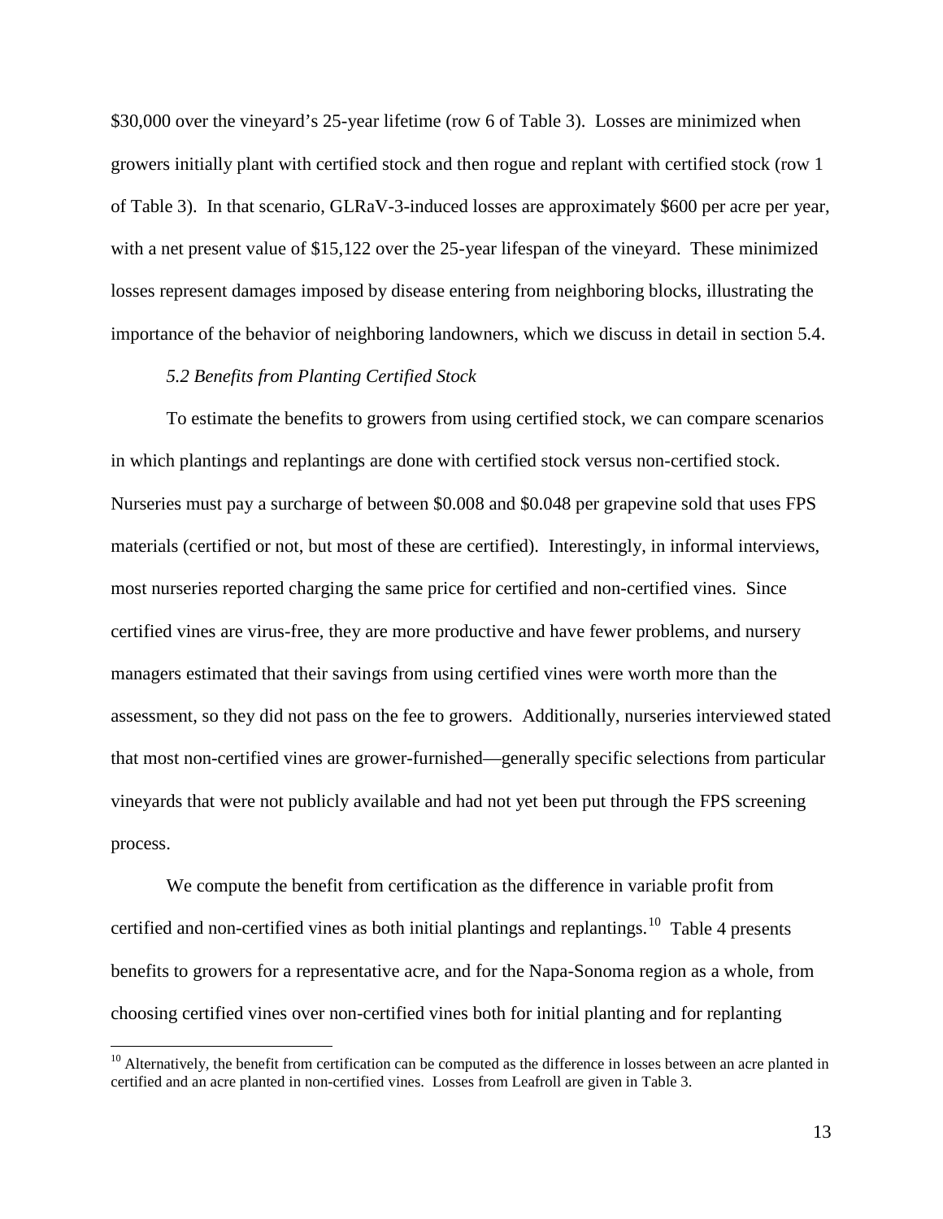\$30,000 over the vineyard's 25-year lifetime (row 6 of Table 3). Losses are minimized when growers initially plant with certified stock and then rogue and replant with certified stock (row 1 of Table 3). In that scenario, GLRaV-3-induced losses are approximately \$600 per acre per year, with a net present value of \$15,122 over the 25-year lifespan of the vineyard. These minimized losses represent damages imposed by disease entering from neighboring blocks, illustrating the importance of the behavior of neighboring landowners, which we discuss in detail in section 5.4.

*5.2 Benefits from Planting Certified Stock*

To estimate the benefits to growers from using certified stock, we can compare scenarios in which plantings and replantings are done with certified stock versus non-certified stock. Nurseries must pay a surcharge of between \$0.008 and \$0.048 per grapevine sold that uses FPS materials (certified or not, but most of these are certified). Interestingly, in informal interviews, most nurseries reported charging the same price for certified and non-certified vines. Since certified vines are virus-free, they are more productive and have fewer problems, and nursery managers estimated that their savings from using certified vines were worth more than the assessment, so they did not pass on the fee to growers. Additionally, nurseries interviewed stated that most non-certified vines are grower-furnished—generally specific selections from particular vineyards that were not publicly available and had not yet been put through the FPS screening process.

We compute the benefit from certification as the difference in variable profit from certified and non-certified vines as both initial plantings and replantings.[10] Table 4 presents benefits to growers for a representative acre, and for the Napa-Sonoma region as a whole, from choosing certified vines over non-certified vines both for initial planting and for replanting

[10] Alternatively, the benefit from certification can be computed as the difference in losses between an acre planted in certified and an acre planted in non-certified vines. Losses from Leafroll are given in Table 3.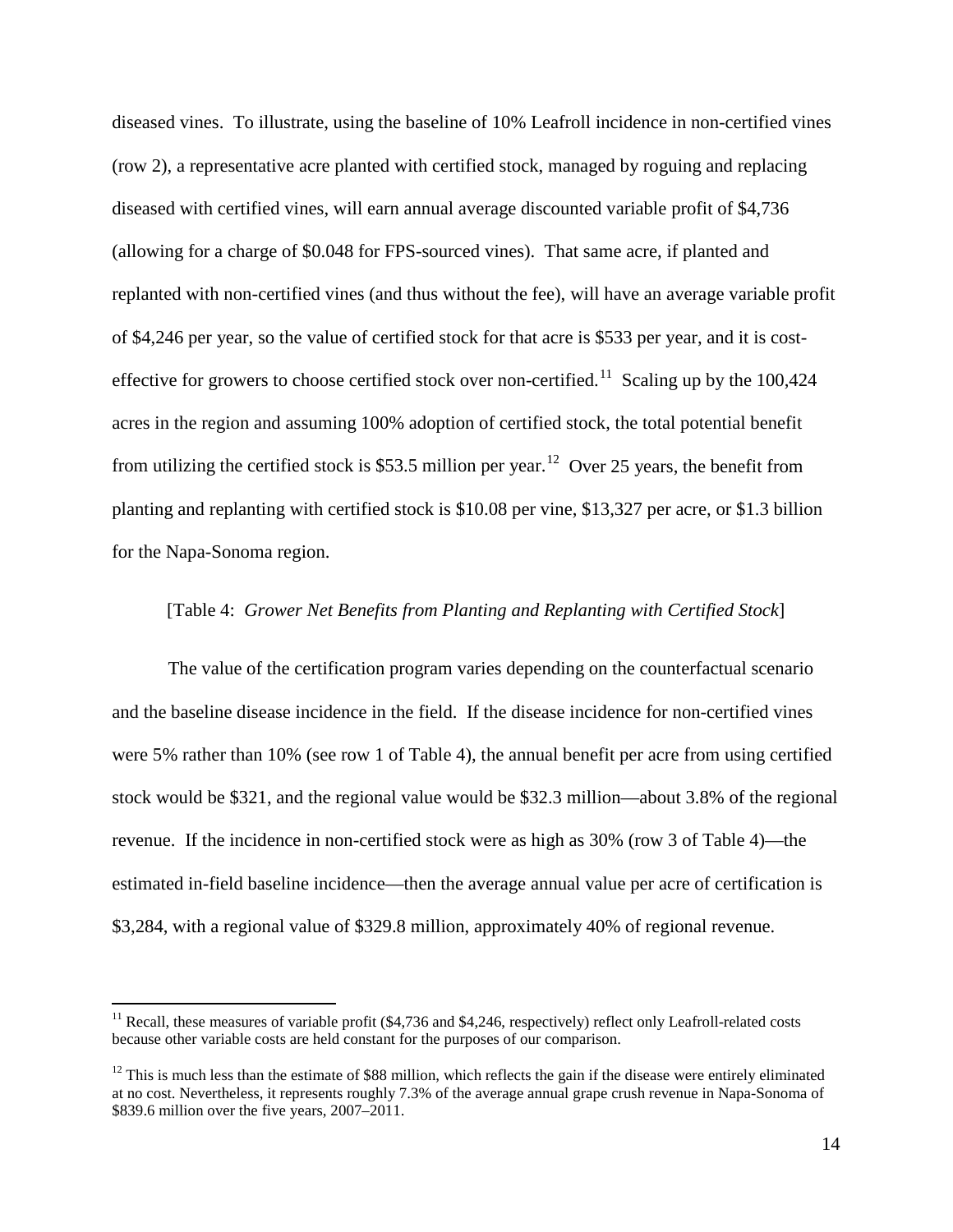diseased vines. To illustrate, using the baseline of 10% Leafroll incidence in non-certified vines (row 2), a representative acre planted with certified stock, managed by roguing and replacing diseased with certified vines, will earn annual average discounted variable profit of $4,736 (allowing for a charge of $0.048 for FPS-sourced vines). That same acre, if planted and replanted with non-certified vines (and thus without the fee), will have an average variable profit of $4,246 per year, so the value of certified stock for that acre is $533 per year, and it is cost-effective for growers to choose certified stock over non-certified.[11] Scaling up by the 100,424 acres in the region and assuming 100% adoption of certified stock, the total potential benefit from utilizing the certified stock is $53.5 million per year.[12] Over 25 years, the benefit from planting and replanting with certified stock is $10.08 per vine, $13,327 per acre, or $1.3 billion for the Napa-Sonoma region.

[Table 4: *Grower Net Benefits from Planting and Replanting with Certified Stock*]

The value of the certification program varies depending on the counterfactual scenario and the baseline disease incidence in the field. If the disease incidence for non-certified vines were 5% rather than 10% (see row 1 of Table 4), the annual benefit per acre from using certified stock would be $321, and the regional value would be $32.3 million—about 3.8% of the regional revenue. If the incidence in non-certified stock were as high as 30% (row 3 of Table 4)—the estimated in-field baseline incidence—then the average annual value per acre of certification is $3,284, with a regional value of $329.8 million, approximately 40% of regional revenue.

---

[11] Recall, these measures of variable profit ($4,736 and $4,246, respectively) reflect only Leafroll-related costs because other variable costs are held constant for the purposes of our comparison.

[12] This is much less than the estimate of $88 million, which reflects the gain if the disease were entirely eliminated at no cost. Nevertheless, it represents roughly 7.3% of the average annual grape crush revenue in Napa-Sonoma of $839.6 million over the five years, 2007–2011.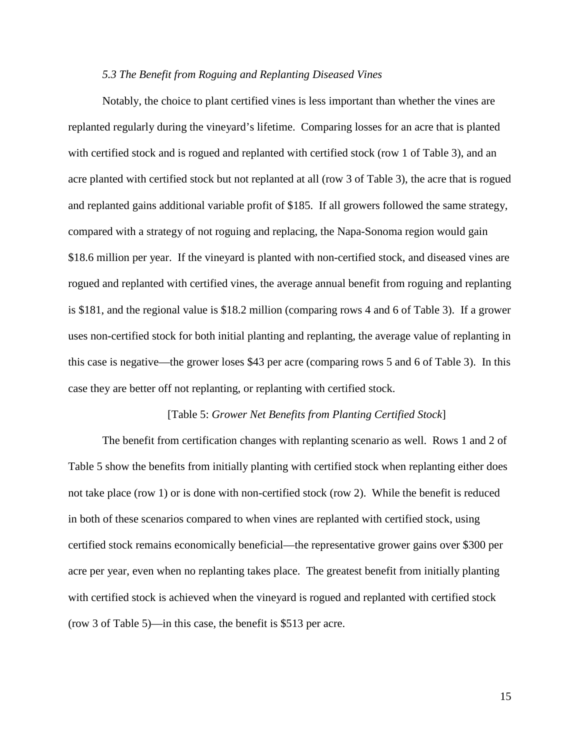### *5.3 The Benefit from Roguing and Replanting Diseased Vines*

Notably, the choice to plant certified vines is less important than whether the vines are replanted regularly during the vineyard's lifetime. Comparing losses for an acre that is planted with certified stock and is rogued and replanted with certified stock (row 1 of Table 3), and an acre planted with certified stock but not replanted at all (row 3 of Table 3), the acre that is rogued and replanted gains additional variable profit of $185. If all growers followed the same strategy, compared with a strategy of not roguing and replacing, the Napa-Sonoma region would gain $18.6 million per year. If the vineyard is planted with non-certified stock, and diseased vines are rogued and replanted with certified vines, the average annual benefit from roguing and replanting is $181, and the regional value is $18.2 million (comparing rows 4 and 6 of Table 3). If a grower uses non-certified stock for both initial planting and replanting, the average value of replanting in this case is negative—the grower loses $43 per acre (comparing rows 5 and 6 of Table 3). In this case they are better off not replanting, or replanting with certified stock.

[Table 5: *Grower Net Benefits from Planting Certified Stock*]

The benefit from certification changes with replanting scenario as well. Rows 1 and 2 of Table 5 show the benefits from initially planting with certified stock when replanting either does not take place (row 1) or is done with non-certified stock (row 2). While the benefit is reduced in both of these scenarios compared to when vines are replanted with certified stock, using certified stock remains economically beneficial—the representative grower gains over $300 per acre per year, even when no replanting takes place. The greatest benefit from initially planting with certified stock is achieved when the vineyard is rogued and replanted with certified stock (row 3 of Table 5)—in this case, the benefit is $513 per acre.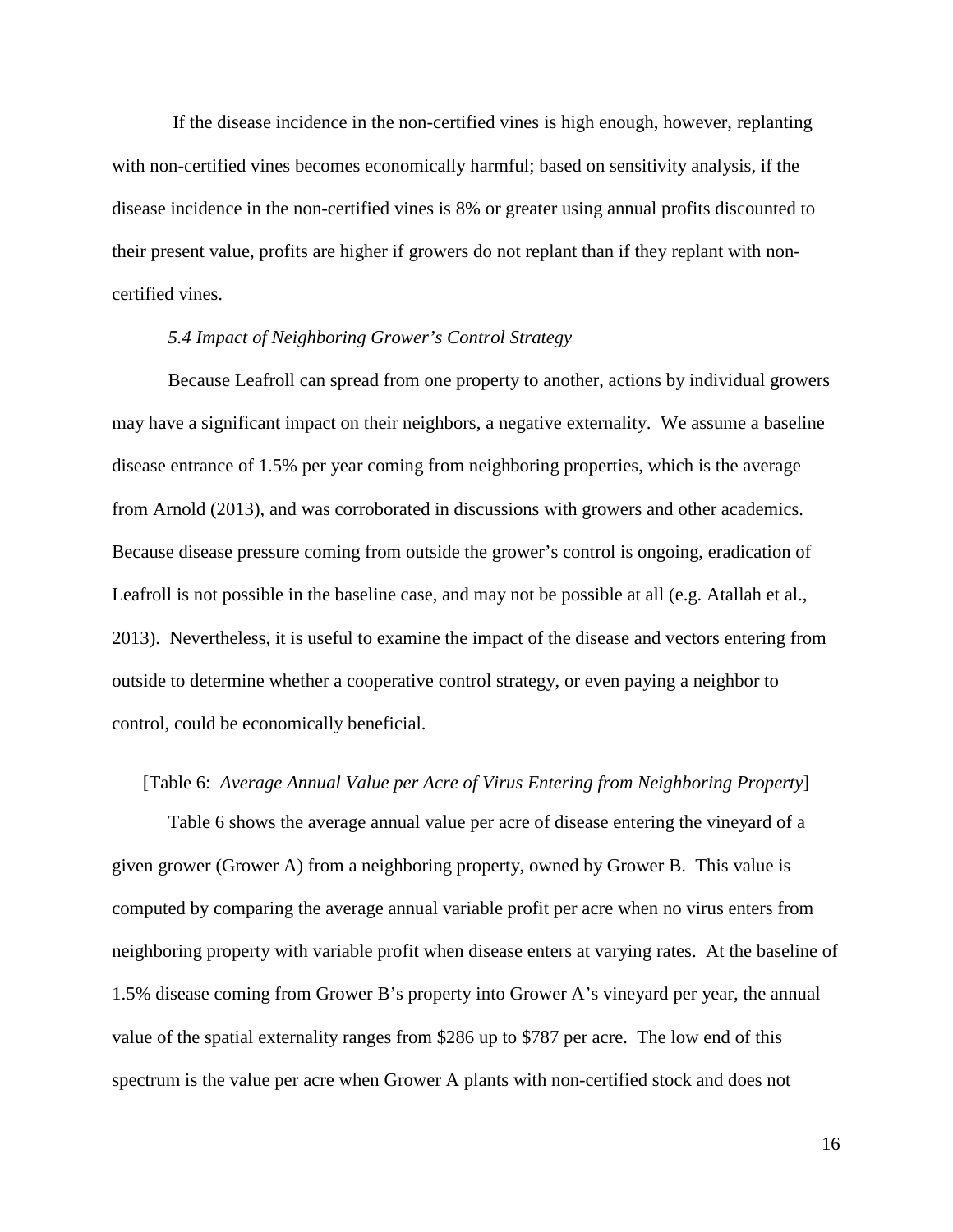If the disease incidence in the non-certified vines is high enough, however, replanting with non-certified vines becomes economically harmful; based on sensitivity analysis, if the disease incidence in the non-certified vines is 8% or greater using annual profits discounted to their present value, profits are higher if growers do not replant than if they replant with non-certified vines.

### *5.4 Impact of Neighboring Grower's Control Strategy*

Because Leafroll can spread from one property to another, actions by individual growers may have a significant impact on their neighbors, a negative externality. We assume a baseline disease entrance of 1.5% per year coming from neighboring properties, which is the average from Arnold (2013), and was corroborated in discussions with growers and other academics. Because disease pressure coming from outside the grower's control is ongoing, eradication of Leafroll is not possible in the baseline case, and may not be possible at all (e.g. Atallah et al., 2013). Nevertheless, it is useful to examine the impact of the disease and vectors entering from outside to determine whether a cooperative control strategy, or even paying a neighbor to control, could be economically beneficial.

[Table 6: *Average Annual Value per Acre of Virus Entering from Neighboring Property*]

Table 6 shows the average annual value per acre of disease entering the vineyard of a given grower (Grower A) from a neighboring property, owned by Grower B. This value is computed by comparing the average annual variable profit per acre when no virus enters from neighboring property with variable profit when disease enters at varying rates. At the baseline of 1.5% disease coming from Grower B's property into Grower A's vineyard per year, the annual value of the spatial externality ranges from $286 up to $787 per acre. The low end of this spectrum is the value per acre when Grower A plants with non-certified stock and does not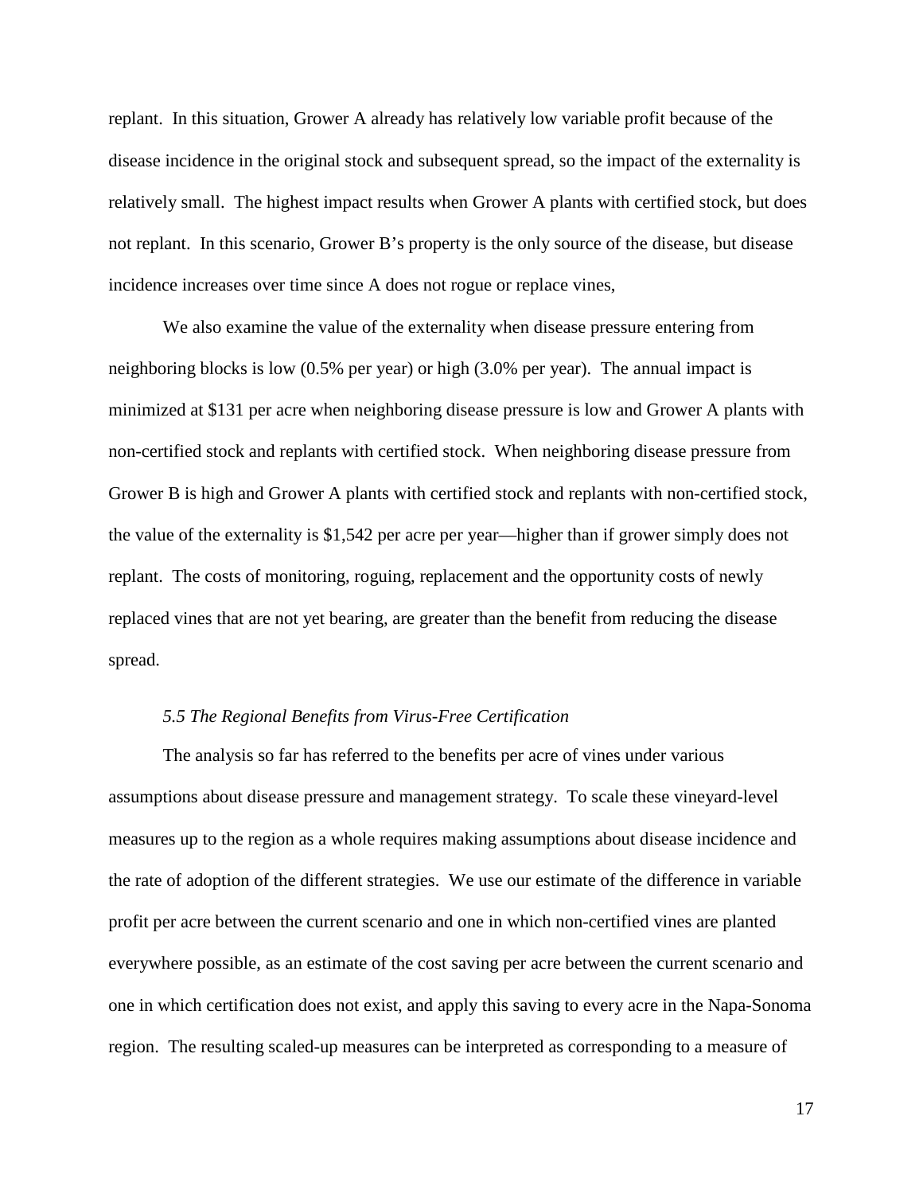replant. In this situation, Grower A already has relatively low variable profit because of the disease incidence in the original stock and subsequent spread, so the impact of the externality is relatively small. The highest impact results when Grower A plants with certified stock, but does not replant. In this scenario, Grower B's property is the only source of the disease, but disease incidence increases over time since A does not rogue or replace vines,

We also examine the value of the externality when disease pressure entering from neighboring blocks is low (0.5% per year) or high (3.0% per year). The annual impact is minimized at $131 per acre when neighboring disease pressure is low and Grower A plants with non-certified stock and replants with certified stock. When neighboring disease pressure from Grower B is high and Grower A plants with certified stock and replants with non-certified stock, the value of the externality is $1,542 per acre per year—higher than if grower simply does not replant. The costs of monitoring, roguing, replacement and the opportunity costs of newly replaced vines that are not yet bearing, are greater than the benefit from reducing the disease spread.

### *5.5 The Regional Benefits from Virus-Free Certification*

The analysis so far has referred to the benefits per acre of vines under various assumptions about disease pressure and management strategy. To scale these vineyard-level measures up to the region as a whole requires making assumptions about disease incidence and the rate of adoption of the different strategies. We use our estimate of the difference in variable profit per acre between the current scenario and one in which non-certified vines are planted everywhere possible, as an estimate of the cost saving per acre between the current scenario and one in which certification does not exist, and apply this saving to every acre in the Napa-Sonoma region. The resulting scaled-up measures can be interpreted as corresponding to a measure of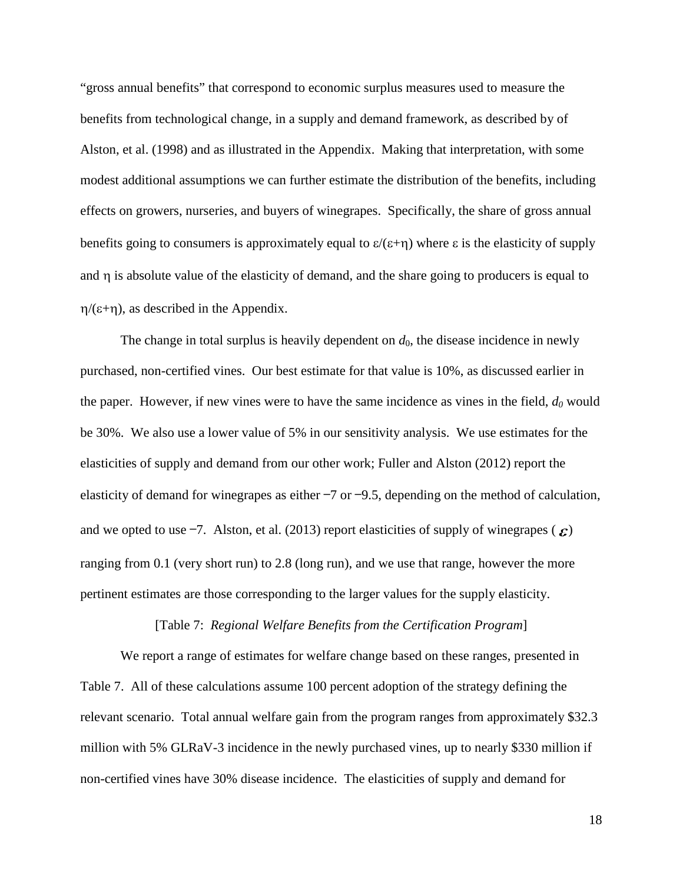"gross annual benefits" that correspond to economic surplus measures used to measure the benefits from technological change, in a supply and demand framework, as described by of Alston, et al. (1998) and as illustrated in the Appendix. Making that interpretation, with some modest additional assumptions we can further estimate the distribution of the benefits, including effects on growers, nurseries, and buyers of winegrapes. Specifically, the share of gross annual benefits going to consumers is approximately equal to $\varepsilon/(\varepsilon+\eta)$ where $\varepsilon$ is the elasticity of supply and $\eta$ is absolute value of the elasticity of demand, and the share going to producers is equal to $\eta/(\varepsilon+\eta)$, as described in the Appendix.

The change in total surplus is heavily dependent on $d_0$, the disease incidence in newly purchased, non-certified vines. Our best estimate for that value is 10%, as discussed earlier in the paper. However, if new vines were to have the same incidence as vines in the field, $d_0$ would be 30%. We also use a lower value of 5% in our sensitivity analysis. We use estimates for the elasticities of supply and demand from our other work; Fuller and Alston (2012) report the elasticity of demand for winegrapes as either −7 or −9.5, depending on the method of calculation, and we opted to use −7. Alston, et al. (2013) report elasticities of supply of winegrapes ($\varepsilon$) ranging from 0.1 (very short run) to 2.8 (long run), and we use that range, however the more pertinent estimates are those corresponding to the larger values for the supply elasticity.

[Table 7: *Regional Welfare Benefits from the Certification Program*]

We report a range of estimates for welfare change based on these ranges, presented in Table 7. All of these calculations assume 100 percent adoption of the strategy defining the relevant scenario. Total annual welfare gain from the program ranges from approximately \$32.3 million with 5% GLRaV-3 incidence in the newly purchased vines, up to nearly \$330 million if non-certified vines have 30% disease incidence. The elasticities of supply and demand for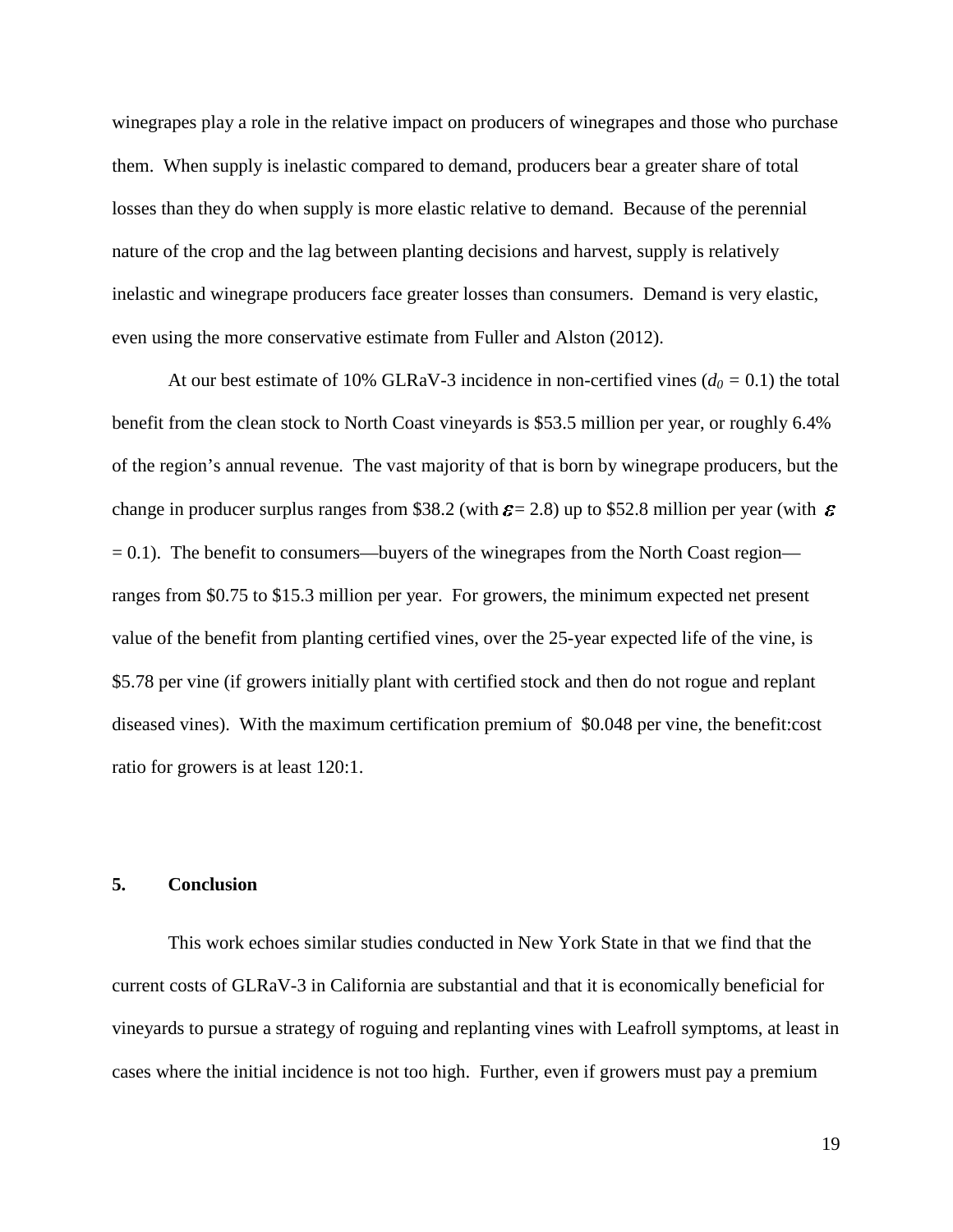winegrapes play a role in the relative impact on producers of winegrapes and those who purchase them. When supply is inelastic compared to demand, producers bear a greater share of total losses than they do when supply is more elastic relative to demand. Because of the perennial nature of the crop and the lag between planting decisions and harvest, supply is relatively inelastic and winegrape producers face greater losses than consumers. Demand is very elastic, even using the more conservative estimate from Fuller and Alston (2012).

At our best estimate of 10% GLRaV-3 incidence in non-certified vines ($d_0$ = 0.1) the total benefit from the clean stock to North Coast vineyards is \$53.5 million per year, or roughly 6.4% of the region's annual revenue. The vast majority of that is born by winegrape producers, but the change in producer surplus ranges from \$38.2 (with $\varepsilon$ = 2.8) up to \$52.8 million per year (with $\varepsilon$ = 0.1). The benefit to consumers—buyers of the winegrapes from the North Coast region—ranges from \$0.75 to \$15.3 million per year. For growers, the minimum expected net present value of the benefit from planting certified vines, over the 25-year expected life of the vine, is \$5.78 per vine (if growers initially plant with certified stock and then do not rogue and replant diseased vines). With the maximum certification premium of \$0.048 per vine, the benefit:cost ratio for growers is at least 120:1.

## 5. Conclusion

This work echoes similar studies conducted in New York State in that we find that the current costs of GLRaV-3 in California are substantial and that it is economically beneficial for vineyards to pursue a strategy of roguing and replanting vines with Leafroll symptoms, at least in cases where the initial incidence is not too high. Further, even if growers must pay a premium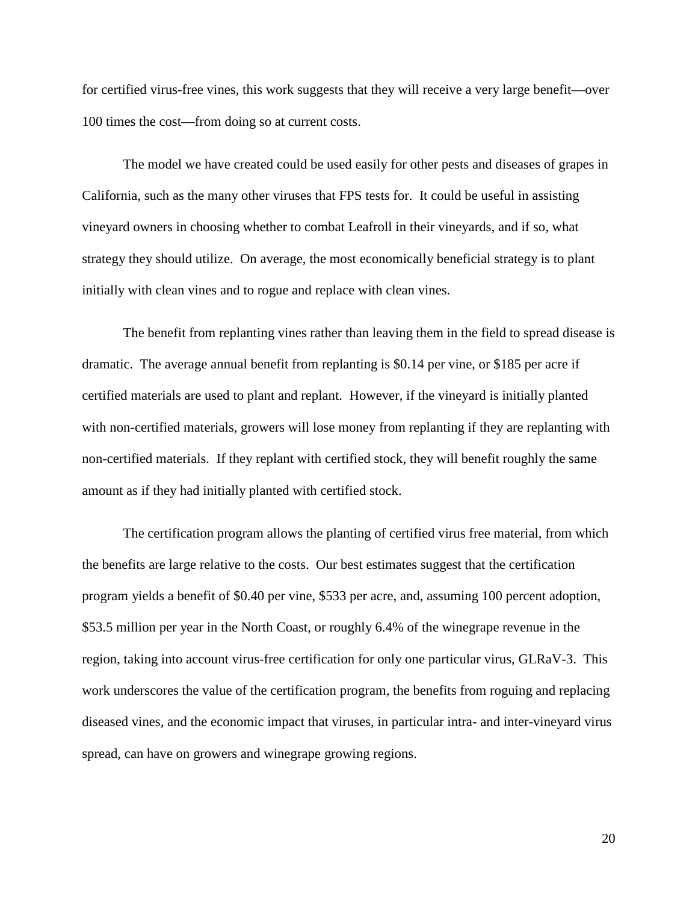for certified virus-free vines, this work suggests that they will receive a very large benefit—over 100 times the cost—from doing so at current costs.

The model we have created could be used easily for other pests and diseases of grapes in California, such as the many other viruses that FPS tests for. It could be useful in assisting vineyard owners in choosing whether to combat Leafroll in their vineyards, and if so, what strategy they should utilize. On average, the most economically beneficial strategy is to plant initially with clean vines and to rogue and replace with clean vines.

The benefit from replanting vines rather than leaving them in the field to spread disease is dramatic. The average annual benefit from replanting is $0.14 per vine, or $185 per acre if certified materials are used to plant and replant. However, if the vineyard is initially planted with non-certified materials, growers will lose money from replanting if they are replanting with non-certified materials. If they replant with certified stock, they will benefit roughly the same amount as if they had initially planted with certified stock.

The certification program allows the planting of certified virus free material, from which the benefits are large relative to the costs. Our best estimates suggest that the certification program yields a benefit of $0.40 per vine, $533 per acre, and, assuming 100 percent adoption, $53.5 million per year in the North Coast, or roughly 6.4% of the winegrape revenue in the region, taking into account virus-free certification for only one particular virus, GLRaV-3. This work underscores the value of the certification program, the benefits from roguing and replacing diseased vines, and the economic impact that viruses, in particular intra- and inter-vineyard virus spread, can have on growers and winegrape growing regions.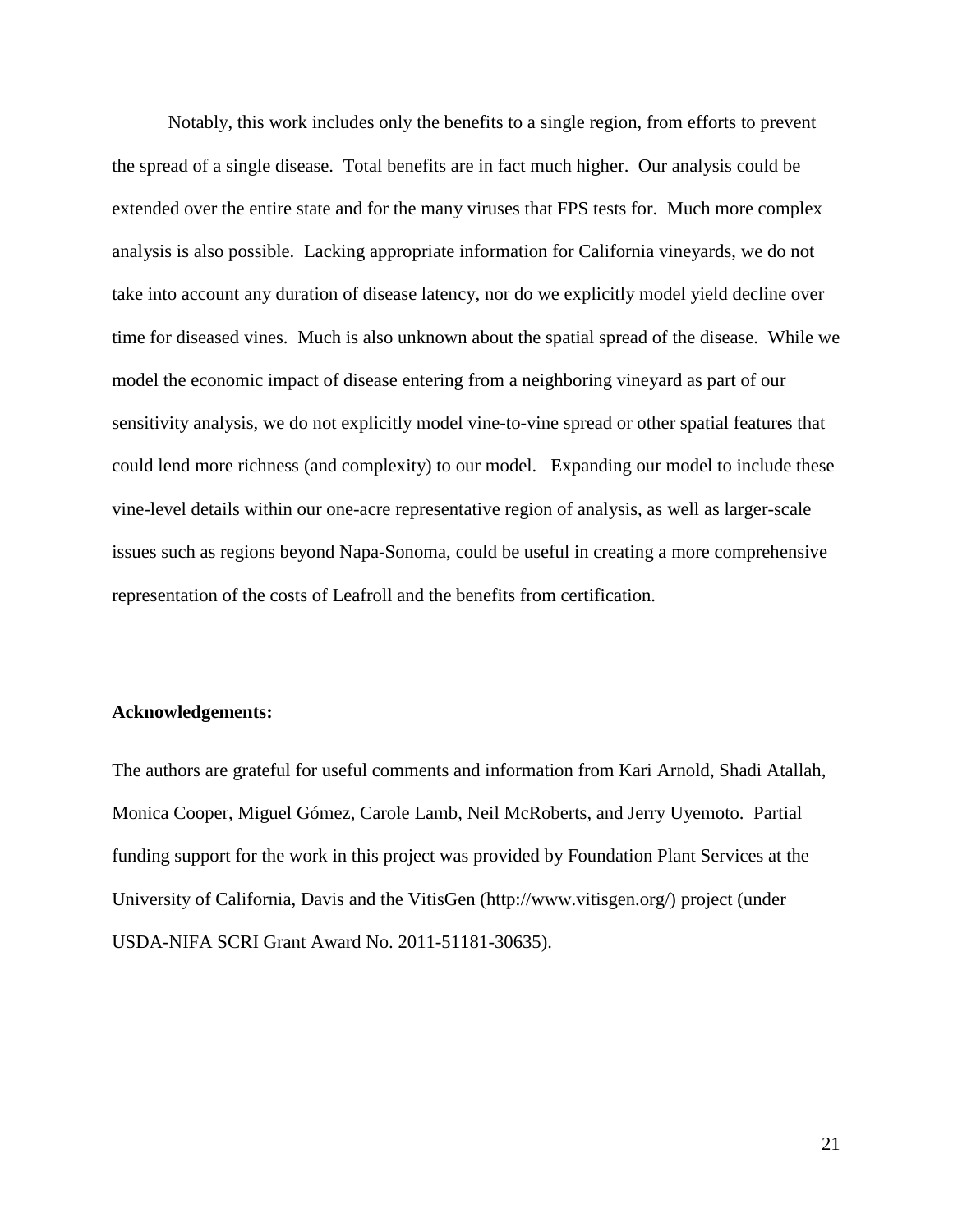Notably, this work includes only the benefits to a single region, from efforts to prevent the spread of a single disease. Total benefits are in fact much higher. Our analysis could be extended over the entire state and for the many viruses that FPS tests for. Much more complex analysis is also possible. Lacking appropriate information for California vineyards, we do not take into account any duration of disease latency, nor do we explicitly model yield decline over time for diseased vines. Much is also unknown about the spatial spread of the disease. While we model the economic impact of disease entering from a neighboring vineyard as part of our sensitivity analysis, we do not explicitly model vine-to-vine spread or other spatial features that could lend more richness (and complexity) to our model. Expanding our model to include these vine-level details within our one-acre representative region of analysis, as well as larger-scale issues such as regions beyond Napa-Sonoma, could be useful in creating a more comprehensive representation of the costs of Leafroll and the benefits from certification.

**Acknowledgements:**

The authors are grateful for useful comments and information from Kari Arnold, Shadi Atallah, Monica Cooper, Miguel Gómez, Carole Lamb, Neil McRoberts, and Jerry Uyemoto. Partial funding support for the work in this project was provided by Foundation Plant Services at the University of California, Davis and the VitisGen (http://www.vitisgen.org/) project (under USDA-NIFA SCRI Grant Award No. 2011-51181-30635).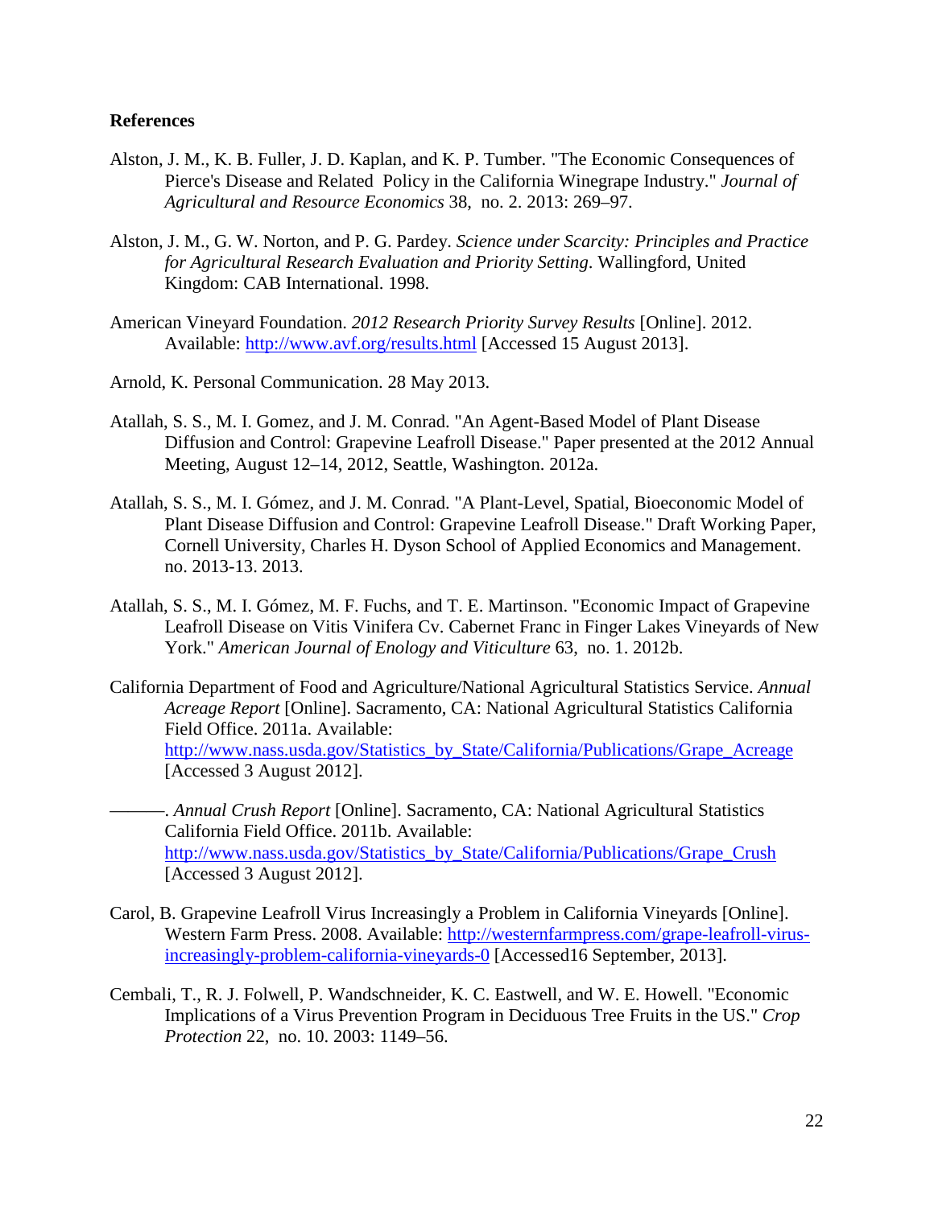**References**

Alston, J. M., K. B. Fuller, J. D. Kaplan, and K. P. Tumber. "The Economic Consequences of Pierce's Disease and Related Policy in the California Winegrape Industry." *Journal of Agricultural and Resource Economics* 38, no. 2. 2013: 269–97.

Alston, J. M., G. W. Norton, and P. G. Pardey. *Science under Scarcity: Principles and Practice for Agricultural Research Evaluation and Priority Setting*. Wallingford, United Kingdom: CAB International. 1998.

American Vineyard Foundation. *2012 Research Priority Survey Results* [Online]. 2012. Available: http://www.avf.org/results.html [Accessed 15 August 2013].

Arnold, K. Personal Communication. 28 May 2013.

Atallah, S. S., M. I. Gomez, and J. M. Conrad. "An Agent-Based Model of Plant Disease Diffusion and Control: Grapevine Leafroll Disease." Paper presented at the 2012 Annual Meeting, August 12–14, 2012, Seattle, Washington. 2012a.

Atallah, S. S., M. I. Gómez, and J. M. Conrad. "A Plant-Level, Spatial, Bioeconomic Model of Plant Disease Diffusion and Control: Grapevine Leafroll Disease." Draft Working Paper, Cornell University, Charles H. Dyson School of Applied Economics and Management. no. 2013-13. 2013.

Atallah, S. S., M. I. Gómez, M. F. Fuchs, and T. E. Martinson. "Economic Impact of Grapevine Leafroll Disease on Vitis Vinifera Cv. Cabernet Franc in Finger Lakes Vineyards of New York." *American Journal of Enology and Viticulture* 63, no. 1. 2012b.

California Department of Food and Agriculture/National Agricultural Statistics Service. *Annual Acreage Report* [Online]. Sacramento, CA: National Agricultural Statistics California Field Office. 2011a. Available: http://www.nass.usda.gov/Statistics_by_State/California/Publications/Grape_Acreage [Accessed 3 August 2012].

———. *Annual Crush Report* [Online]. Sacramento, CA: National Agricultural Statistics California Field Office. 2011b. Available: http://www.nass.usda.gov/Statistics_by_State/California/Publications/Grape_Crush [Accessed 3 August 2012].

Carol, B. Grapevine Leafroll Virus Increasingly a Problem in California Vineyards [Online]. Western Farm Press. 2008. Available: http://westernfarmpress.com/grape-leafroll-virus-increasingly-problem-california-vineyards-0 [Accessed16 September, 2013].

Cembali, T., R. J. Folwell, P. Wandschneider, K. C. Eastwell, and W. E. Howell. "Economic Implications of a Virus Prevention Program in Deciduous Tree Fruits in the US." *Crop Protection* 22, no. 10. 2003: 1149–56.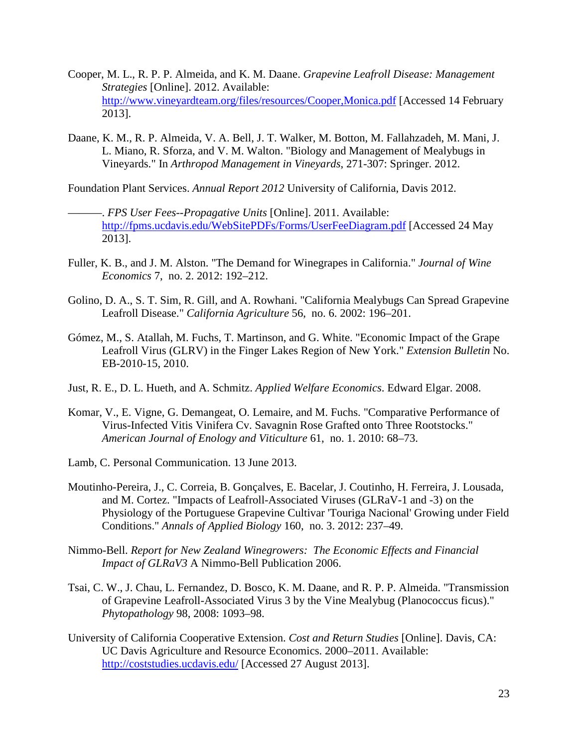Cooper, M. L., R. P. P. Almeida, and K. M. Daane. *Grapevine Leafroll Disease: Management Strategies* [Online]. 2012. Available: http://www.vineyardteam.org/files/resources/Cooper,Monica.pdf [Accessed 14 February 2013].

Daane, K. M., R. P. Almeida, V. A. Bell, J. T. Walker, M. Botton, M. Fallahzadeh, M. Mani, J. L. Miano, R. Sforza, and V. M. Walton. "Biology and Management of Mealybugs in Vineyards." In *Arthropod Management in Vineyards*, 271-307: Springer. 2012.

Foundation Plant Services. *Annual Report 2012* University of California, Davis 2012.

———. *FPS User Fees--Propagative Units* [Online]. 2011. Available: http://fpms.ucdavis.edu/WebSitePDFs/Forms/UserFeeDiagram.pdf [Accessed 24 May 2013].

Fuller, K. B., and J. M. Alston. "The Demand for Winegrapes in California." *Journal of Wine Economics* 7, no. 2. 2012: 192–212.

Golino, D. A., S. T. Sim, R. Gill, and A. Rowhani. "California Mealybugs Can Spread Grapevine Leafroll Disease." *California Agriculture* 56, no. 6. 2002: 196–201.

Gómez, M., S. Atallah, M. Fuchs, T. Martinson, and G. White. "Economic Impact of the Grape Leafroll Virus (GLRV) in the Finger Lakes Region of New York." *Extension Bulletin* No. EB-2010-15, 2010.

Just, R. E., D. L. Hueth, and A. Schmitz. *Applied Welfare Economics*. Edward Elgar. 2008.

Komar, V., E. Vigne, G. Demangeat, O. Lemaire, and M. Fuchs. "Comparative Performance of Virus-Infected Vitis Vinifera Cv. Savagnin Rose Grafted onto Three Rootstocks." *American Journal of Enology and Viticulture* 61, no. 1. 2010: 68–73.

Lamb, C. Personal Communication. 13 June 2013.

Moutinho-Pereira, J., C. Correia, B. Gonçalves, E. Bacelar, J. Coutinho, H. Ferreira, J. Lousada, and M. Cortez. "Impacts of Leafroll-Associated Viruses (GLRaV-1 and -3) on the Physiology of the Portuguese Grapevine Cultivar 'Touriga Nacional' Growing under Field Conditions." *Annals of Applied Biology* 160, no. 3. 2012: 237–49.

Nimmo-Bell. *Report for New Zealand Winegrowers: The Economic Effects and Financial Impact of GLRaV3* A Nimmo-Bell Publication 2006.

Tsai, C. W., J. Chau, L. Fernandez, D. Bosco, K. M. Daane, and R. P. P. Almeida. "Transmission of Grapevine Leafroll-Associated Virus 3 by the Vine Mealybug (Planococcus ficus)." *Phytopathology* 98, 2008: 1093–98.

University of California Cooperative Extension. *Cost and Return Studies* [Online]. Davis, CA: UC Davis Agriculture and Resource Economics. 2000–2011. Available: http://coststudies.ucdavis.edu/ [Accessed 27 August 2013].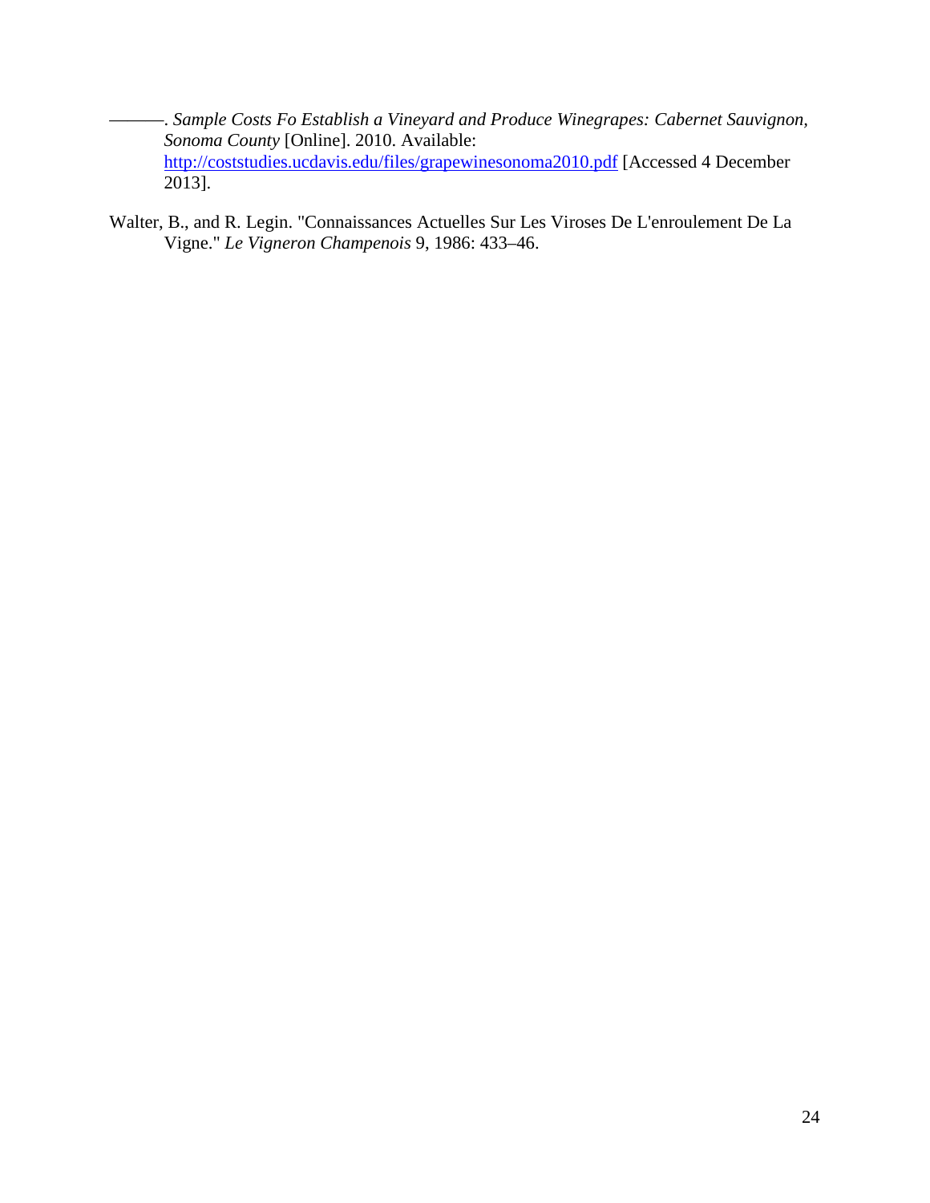———. *Sample Costs Fo Establish a Vineyard and Produce Winegrapes: Cabernet Sauvignon, Sonoma County* [Online]. 2010. Available: http://coststudies.ucdavis.edu/files/grapewinesonoma2010.pdf [Accessed 4 December 2013].

Walter, B., and R. Legin. "Connaissances Actuelles Sur Les Viroses De L'enroulement De La Vigne." *Le Vigneron Champenois* 9, 1986: 433–46.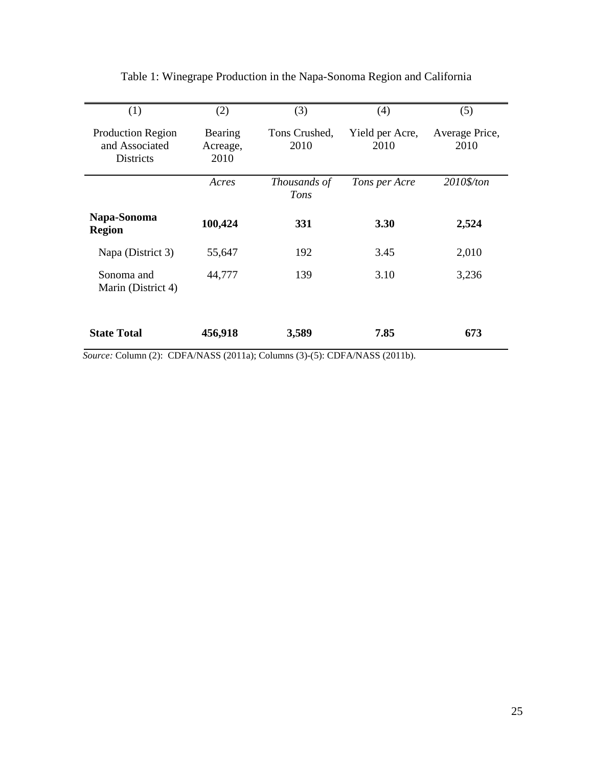Table 1: Winegrape Production in the Napa-Sonoma Region and California

| (1) | (2) | (3) | (4) | (5) |
|---|---|---|---|---|
| Production Region and Associated Districts | Bearing Acreage, 2010 | Tons Crushed, 2010 | Yield per Acre, 2010 | Average Price, 2010 |
| | *Acres* | *Thousands of Tons* | *Tons per Acre* | *2010$/ton* |
| **Napa-Sonoma Region** | **100,424** | **331** | **3.30** | **2,524** |
| Napa (District 3) | 55,647 | 192 | 3.45 | 2,010 |
| Sonoma and Marin (District 4) | 44,777 | 139 | 3.10 | 3,236 |
| **State Total** | **456,918** | **3,589** | **7.85** | **673** |

*Source:* Column (2): CDFA/NASS (2011a); Columns (3)-(5): CDFA/NASS (2011b).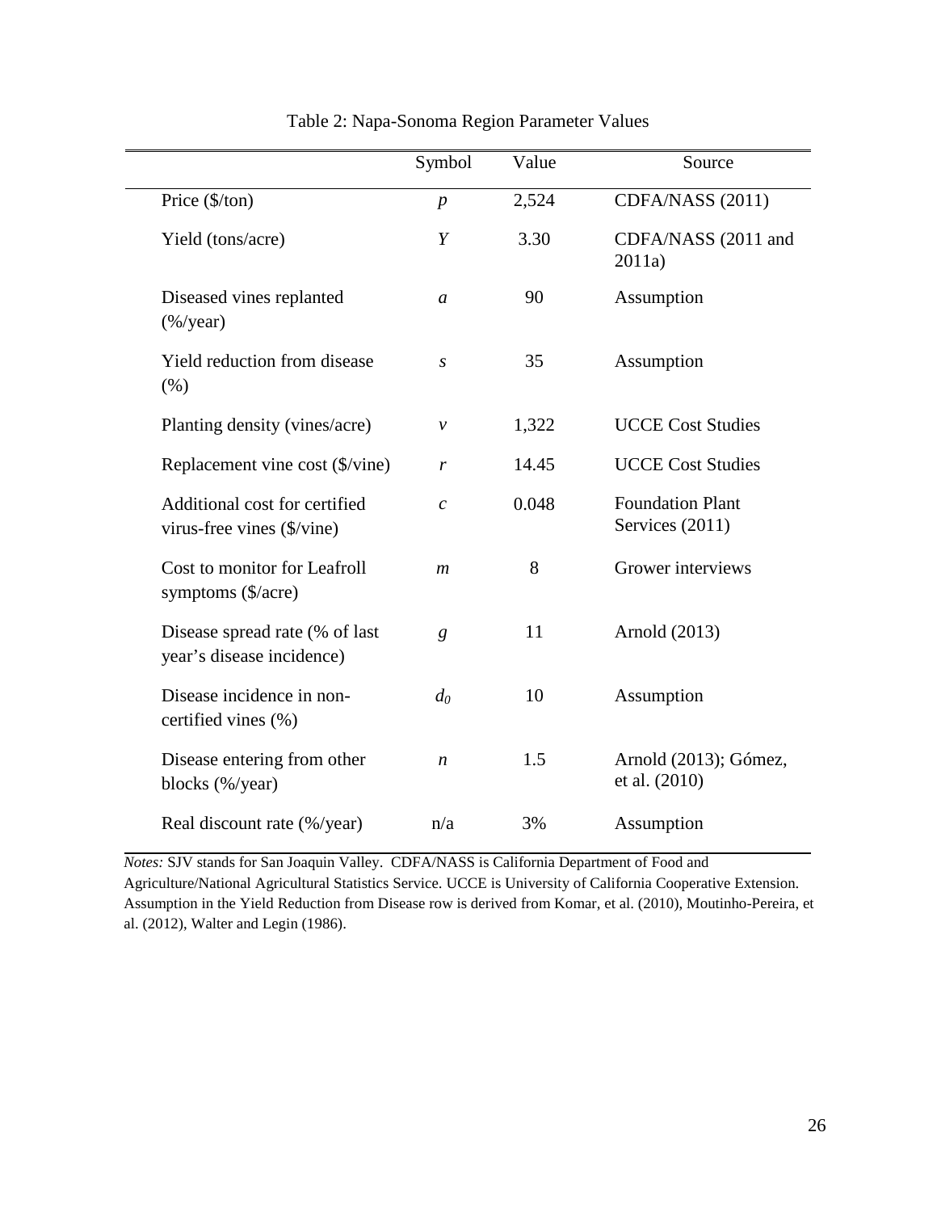Table 2: Napa-Sonoma Region Parameter Values

| | Symbol | Value | Source |
|---|---|---|---|
| Price ($/ton) | $p$ | 2,524 | CDFA/NASS (2011) |
| Yield (tons/acre) | $Y$ | 3.30 | CDFA/NASS (2011 and 2011a) |
| Diseased vines replanted (%/year) | $a$ | 90 | Assumption |
| Yield reduction from disease (%) | $s$ | 35 | Assumption |
| Planting density (vines/acre) | $v$ | 1,322 | UCCE Cost Studies |
| Replacement vine cost ($/vine) | $r$ | 14.45 | UCCE Cost Studies |
| Additional cost for certified virus-free vines ($/vine) | $c$ | 0.048 | Foundation Plant Services (2011) |
| Cost to monitor for Leafroll symptoms ($/acre) | $m$ | 8 | Grower interviews |
| Disease spread rate (% of last year's disease incidence) | $g$ | 11 | Arnold (2013) |
| Disease incidence in non-certified vines (%) | $d_0$ | 10 | Assumption |
| Disease entering from other blocks (%/year) | $n$ | 1.5 | Arnold (2013); Gómez, et al. (2010) |
| Real discount rate (%/year) | n/a | 3% | Assumption |

*Notes:* SJV stands for San Joaquin Valley. CDFA/NASS is California Department of Food and Agriculture/National Agricultural Statistics Service. UCCE is University of California Cooperative Extension. Assumption in the Yield Reduction from Disease row is derived from Komar, et al. (2010), Moutinho-Pereira, et al. (2012), Walter and Legin (1986).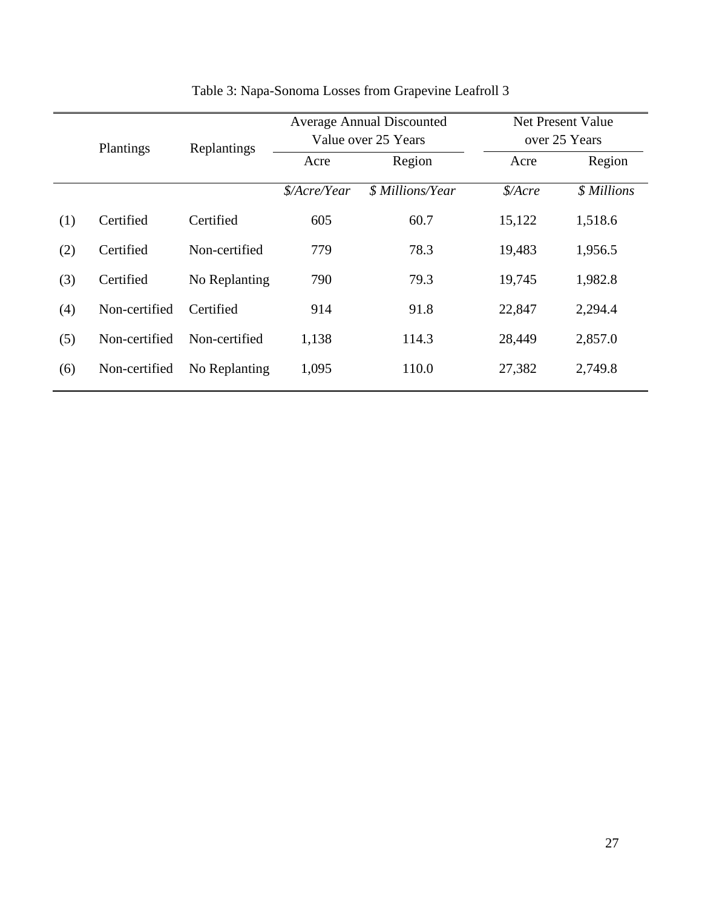Table 3: Napa-Sonoma Losses from Grapevine Leafroll 3

| | Plantings | Replantings | Average Annual Discounted Value over 25 Years | | Net Present Value over 25 Years | |
|---|---|---|---|---|---|---|
| | | | Acre | Region | Acre | Region |
| | | | *$/Acre/Year* | *$ Millions/Year* | *$/Acre* | *$ Millions* |
| (1) | Certified | Certified | 605 | 60.7 | 15,122 | 1,518.6 |
| (2) | Certified | Non-certified | 779 | 78.3 | 19,483 | 1,956.5 |
| (3) | Certified | No Replanting | 790 | 79.3 | 19,745 | 1,982.8 |
| (4) | Non-certified | Certified | 914 | 91.8 | 22,847 | 2,294.4 |
| (5) | Non-certified | Non-certified | 1,138 | 114.3 | 28,449 | 2,857.0 |
| (6) | Non-certified | No Replanting | 1,095 | 110.0 | 27,382 | 2,749.8 |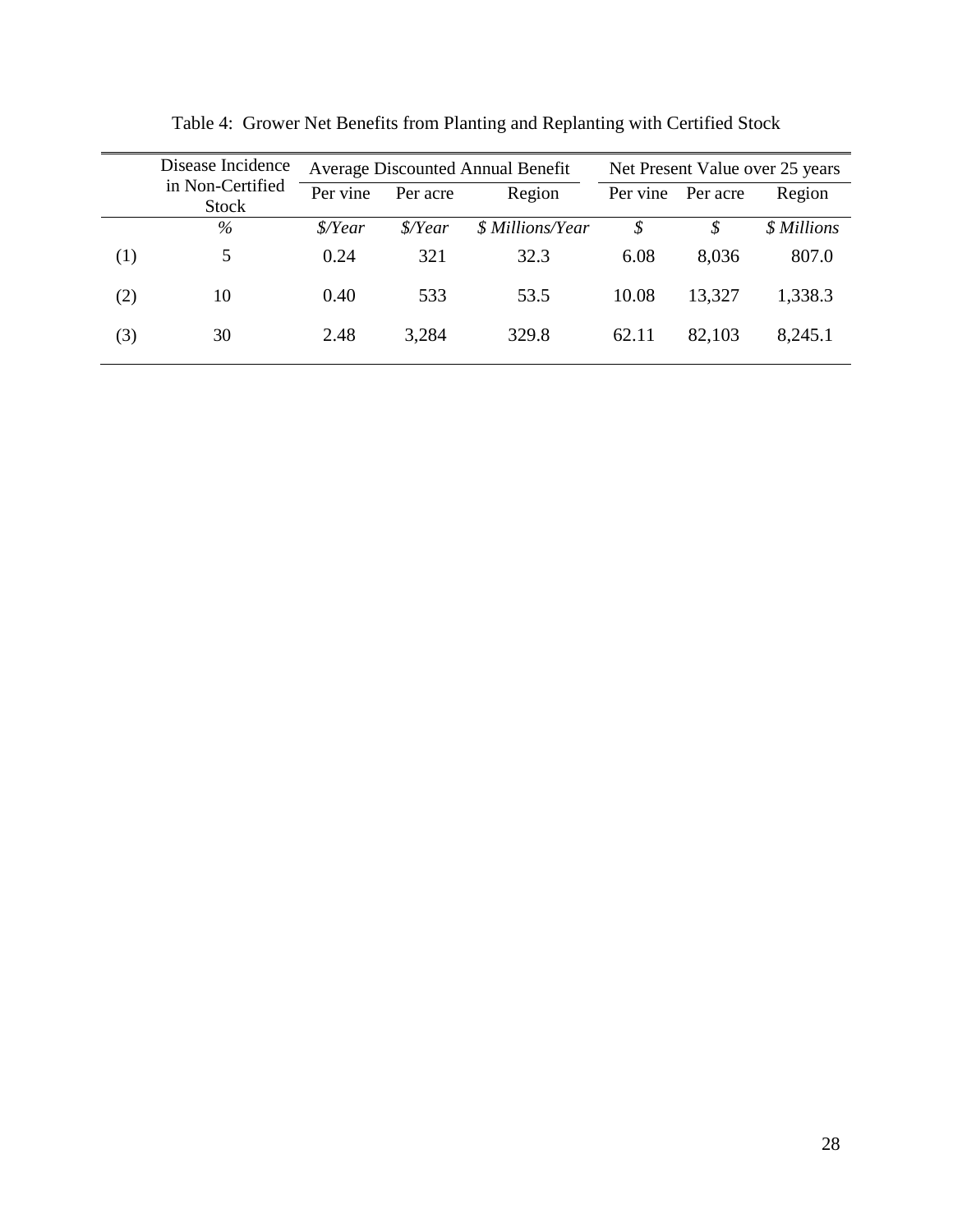Table 4: Grower Net Benefits from Planting and Replanting with Certified Stock

| | Disease Incidence in Non-Certified Stock | Average Discounted Annual Benefit | | | Net Present Value over 25 years | | |
|---|---|---|---|---|---|---|---|
| | | Per vine | Per acre | Region | Per vine | Per acre | Region |
| | *%* | *$/Year* | *$/Year* | *$ Millions/Year* | *$* | *$* | *$ Millions* |
| (1) | 5 | 0.24 | 321 | 32.3 | 6.08 | 8,036 | 807.0 |
| (2) | 10 | 0.40 | 533 | 53.5 | 10.08 | 13,327 | 1,338.3 |
| (3) | 30 | 2.48 | 3,284 | 329.8 | 62.11 | 82,103 | 8,245.1 |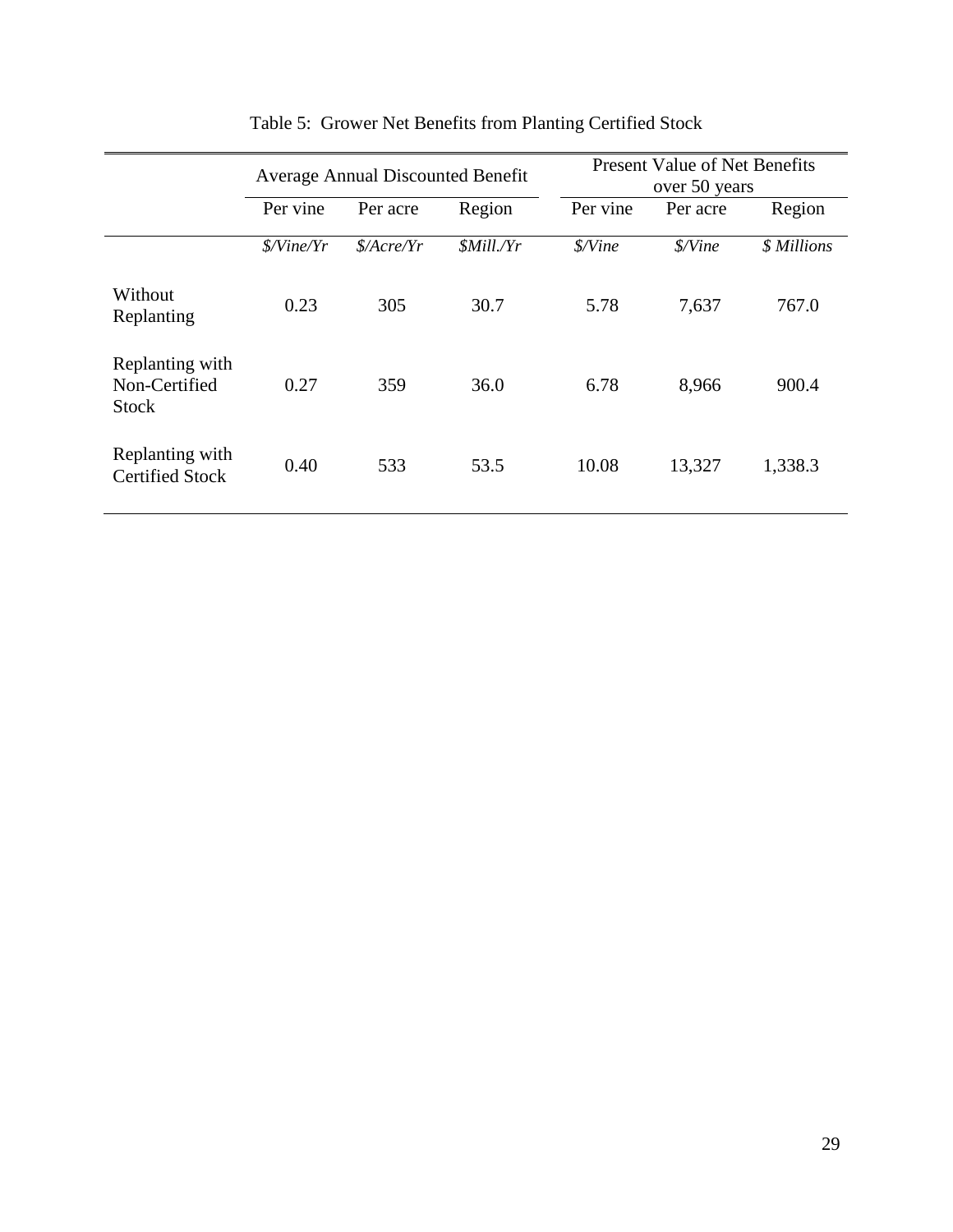Table 5: Grower Net Benefits from Planting Certified Stock

| | Average Annual Discounted Benefit | | | Present Value of Net Benefits over 50 years | | |
|---|---|---|---|---|---|---|
| | Per vine | Per acre | Region | Per vine | Per acre | Region |
| | *$/Vine/Yr* | *$/Acre/Yr* | *$Mill./Yr* | *$/Vine* | *$/Vine* | *$ Millions* |
| Without Replanting | 0.23 | 305 | 30.7 | 5.78 | 7,637 | 767.0 |
| Replanting with Non-Certified Stock | 0.27 | 359 | 36.0 | 6.78 | 8,966 | 900.4 |
| Replanting with Certified Stock | 0.40 | 533 | 53.5 | 10.08 | 13,327 | 1,338.3 |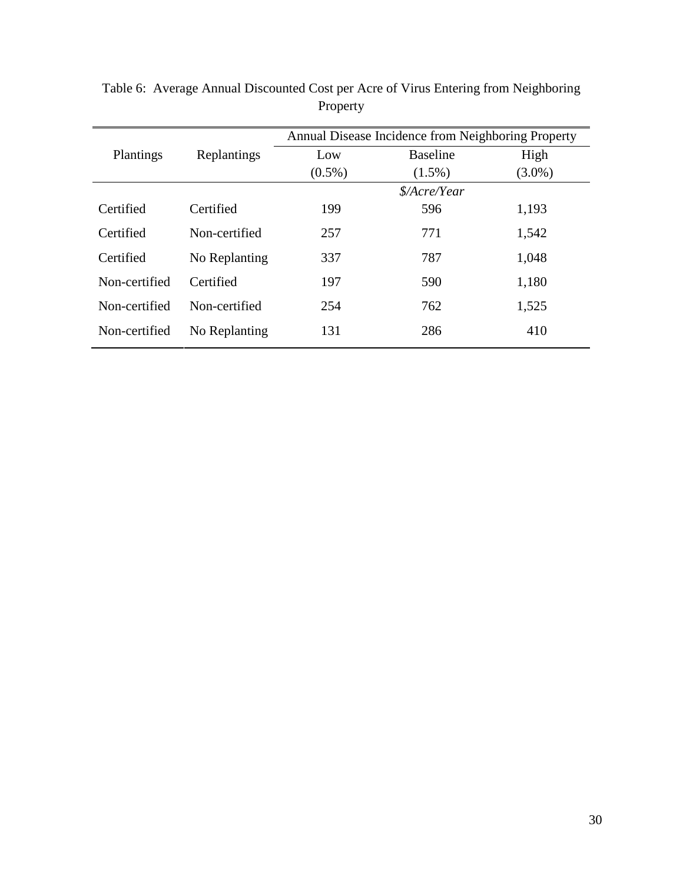Table 6: Average Annual Discounted Cost per Acre of Virus Entering from Neighboring Property

| Plantings | Replantings | Annual Disease Incidence from Neighboring Property | | |
|---|---|---|---|---|
| | | Low (0.5%) | Baseline (1.5%) | High (3.0%) |
| | | | *$/Acre/Year* | |
| Certified | Certified | 199 | 596 | 1,193 |
| Certified | Non-certified | 257 | 771 | 1,542 |
| Certified | No Replanting | 337 | 787 | 1,048 |
| Non-certified | Certified | 197 | 590 | 1,180 |
| Non-certified | Non-certified | 254 | 762 | 1,525 |
| Non-certified | No Replanting | 131 | 286 | 410 |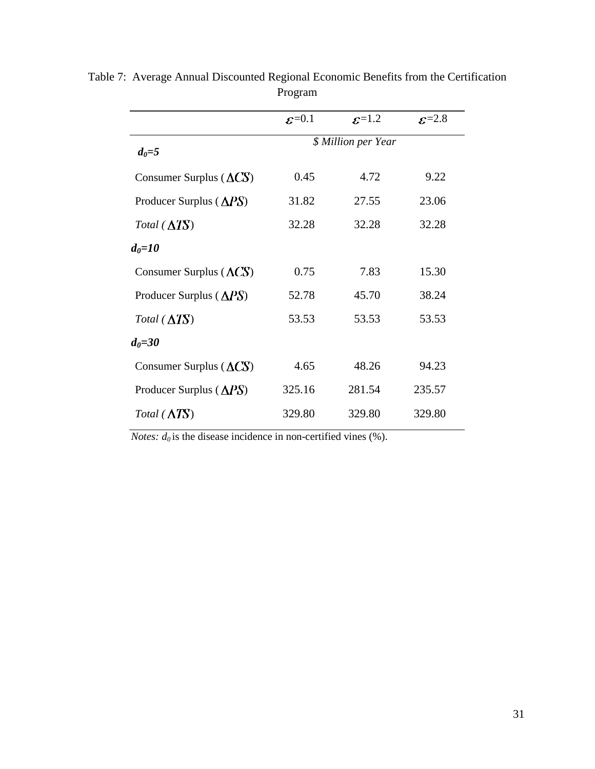Table 7: Average Annual Discounted Regional Economic Benefits from the Certification Program

| | $\varepsilon$=0.1 | $\varepsilon$=1.2 | $\varepsilon$=2.8 |
|---|---|---|---|
| | *$ Million per Year* | | |
| ***$d_0$=5*** | | | |
| Consumer Surplus ($\Delta CS$) | 0.45 | 4.72 | 9.22 |
| Producer Surplus ($\Delta PS$) | 31.82 | 27.55 | 23.06 |
| *Total* ($\Delta TS$) | 32.28 | 32.28 | 32.28 |
| ***$d_0$=10*** | | | |
| Consumer Surplus ($\Delta CS$) | 0.75 | 7.83 | 15.30 |
| Producer Surplus ($\Delta PS$) | 52.78 | 45.70 | 38.24 |
| *Total* ($\Delta TS$) | 53.53 | 53.53 | 53.53 |
| ***$d_0$=30*** | | | |
| Consumer Surplus ($\Delta CS$) | 4.65 | 48.26 | 94.23 |
| Producer Surplus ($\Delta PS$) | 325.16 | 281.54 | 235.57 |
| *Total* ($\Delta TS$) | 329.80 | 329.80 | 329.80 |

*Notes: $d_0$* is the disease incidence in non-certified vines (%).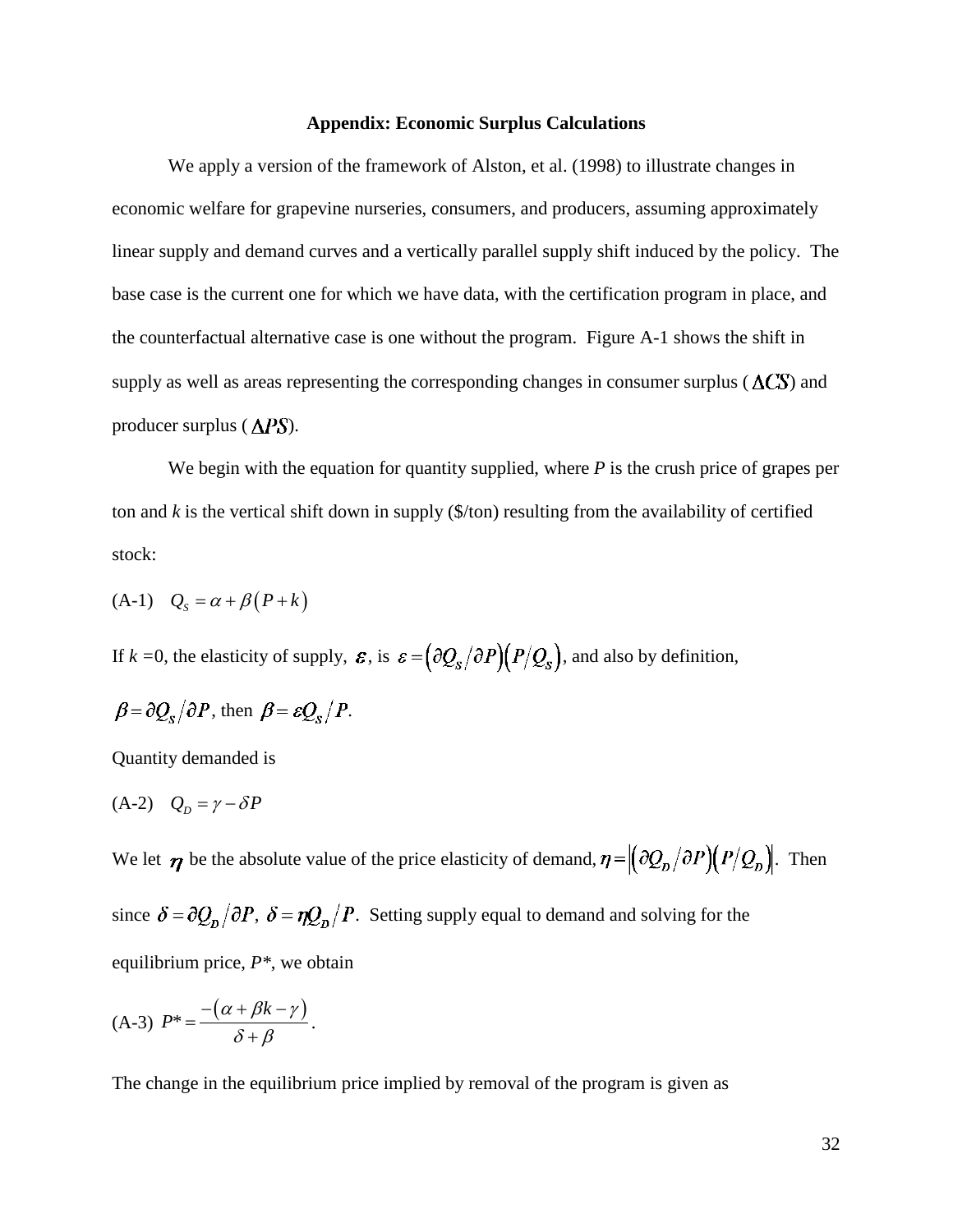### Appendix: Economic Surplus Calculations

We apply a version of the framework of Alston, et al. (1998) to illustrate changes in economic welfare for grapevine nurseries, consumers, and producers, assuming approximately linear supply and demand curves and a vertically parallel supply shift induced by the policy. The base case is the current one for which we have data, with the certification program in place, and the counterfactual alternative case is one without the program. Figure A-1 shows the shift in supply as well as areas representing the corresponding changes in consumer surplus ($\Delta CS$) and producer surplus ($\Delta PS$).

We begin with the equation for quantity supplied, where *P* is the crush price of grapes per ton and *k* is the vertical shift down in supply ($/ton) resulting from the availability of certified stock:

(A-1) $$Q_S = \alpha + \beta\left(P + k\right)$$

If $k = 0$, the elasticity of supply, $\varepsilon$, is $\varepsilon = \left(\partial Q_S / \partial P\right)\left(P / Q_S\right)$, and also by definition,

$\beta = \partial Q_S / \partial P$, then $\beta = \varepsilon Q_S / P$.

Quantity demanded is

(A-2) $$Q_D = \gamma - \delta P$$

We let $\eta$ be the absolute value of the price elasticity of demand, $\eta = \left|\left(\partial Q_D / \partial P\right)\left(P / Q_D\right)\right|$. Then since $\delta = \partial Q_D / \partial P$, $\delta = \eta Q_D / P$. Setting supply equal to demand and solving for the equilibrium price, $P^*$, we obtain

(A-3) $$P^* = \frac{-\left(\alpha + \beta k - \gamma\right)}{\delta + \beta}.$$

The change in the equilibrium price implied by removal of the program is given as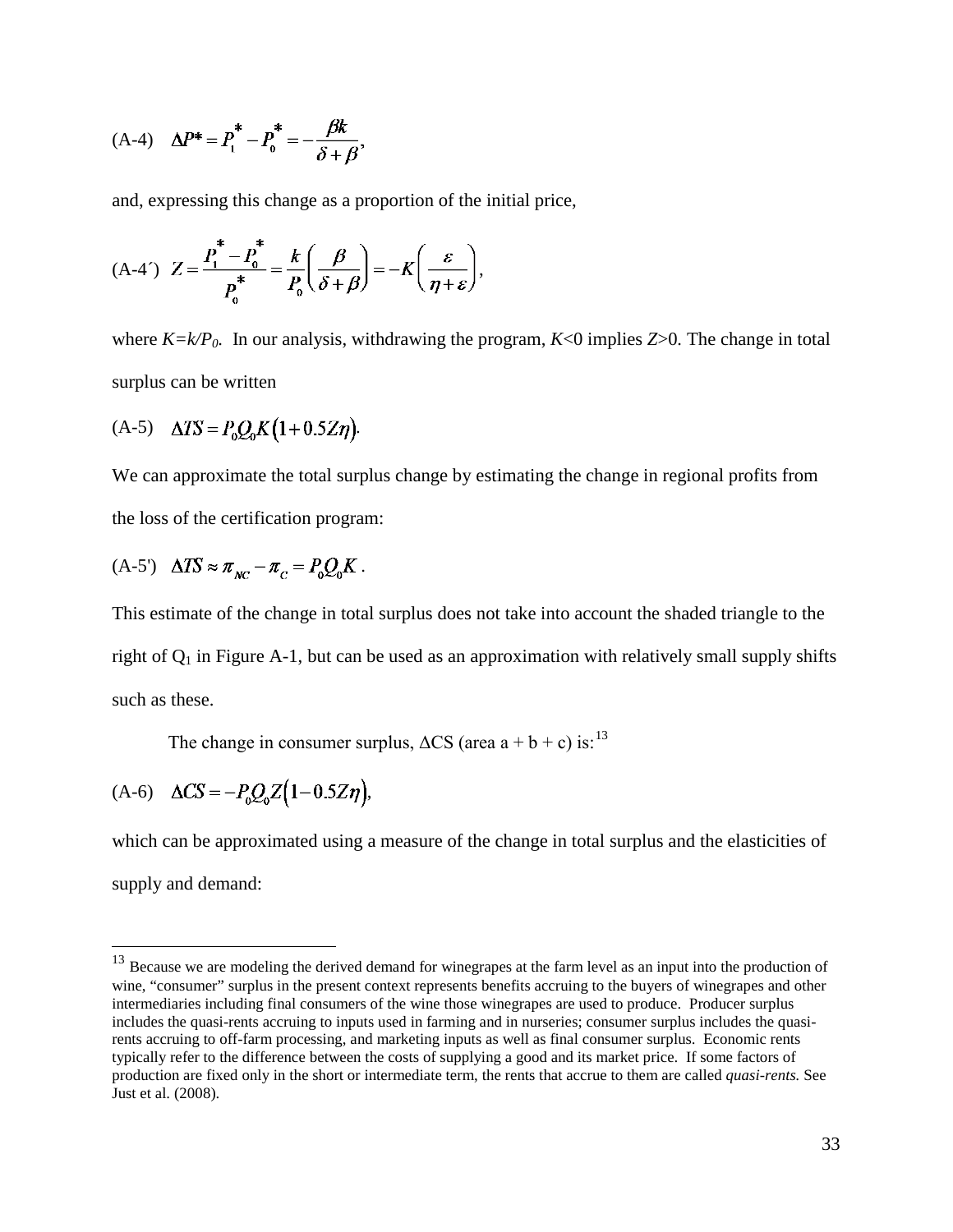(A-4) $$\Delta P^* = P_1^* - P_0^* = -\frac{\beta k}{\delta + \beta},$$

and, expressing this change as a proportion of the initial price,

(A-4´) $$Z = \frac{P_1^* - P_0^*}{P_0^*} = \frac{k}{P_0}\left(\frac{\beta}{\delta + \beta}\right) = -K\left(\frac{\varepsilon}{\eta + \varepsilon}\right),$$

where $K=k/P_0$. In our analysis, withdrawing the program, $K<0$ implies $Z>0$. The change in total surplus can be written

(A-5) $$\Delta TS = P_0 Q_0 K\left(1 + 0.5 Z\eta\right).$$

We can approximate the total surplus change by estimating the change in regional profits from the loss of the certification program:

(A-5') $$\Delta TS \approx \pi_{NC} - \pi_C = P_0 Q_0 K.$$

This estimate of the change in total surplus does not take into account the shaded triangle to the right of $Q_1$ in Figure A-1, but can be used as an approximation with relatively small supply shifts such as these.

The change in consumer surplus, $\Delta$CS (area a + b + c) is:[13]

(A-6) $$\Delta CS = -P_0 Q_0 Z\left(1 - 0.5 Z\eta\right),$$

which can be approximated using a measure of the change in total surplus and the elasticities of supply and demand:

---

[13] Because we are modeling the derived demand for winegrapes at the farm level as an input into the production of wine, "consumer" surplus in the present context represents benefits accruing to the buyers of winegrapes and other intermediaries including final consumers of the wine those winegrapes are used to produce. Producer surplus includes the quasi-rents accruing to inputs used in farming and in nurseries; consumer surplus includes the quasi-rents accruing to off-farm processing, and marketing inputs as well as final consumer surplus. Economic rents typically refer to the difference between the costs of supplying a good and its market price. If some factors of production are fixed only in the short or intermediate term, the rents that accrue to them are called *quasi-rents.* See Just et al. (2008).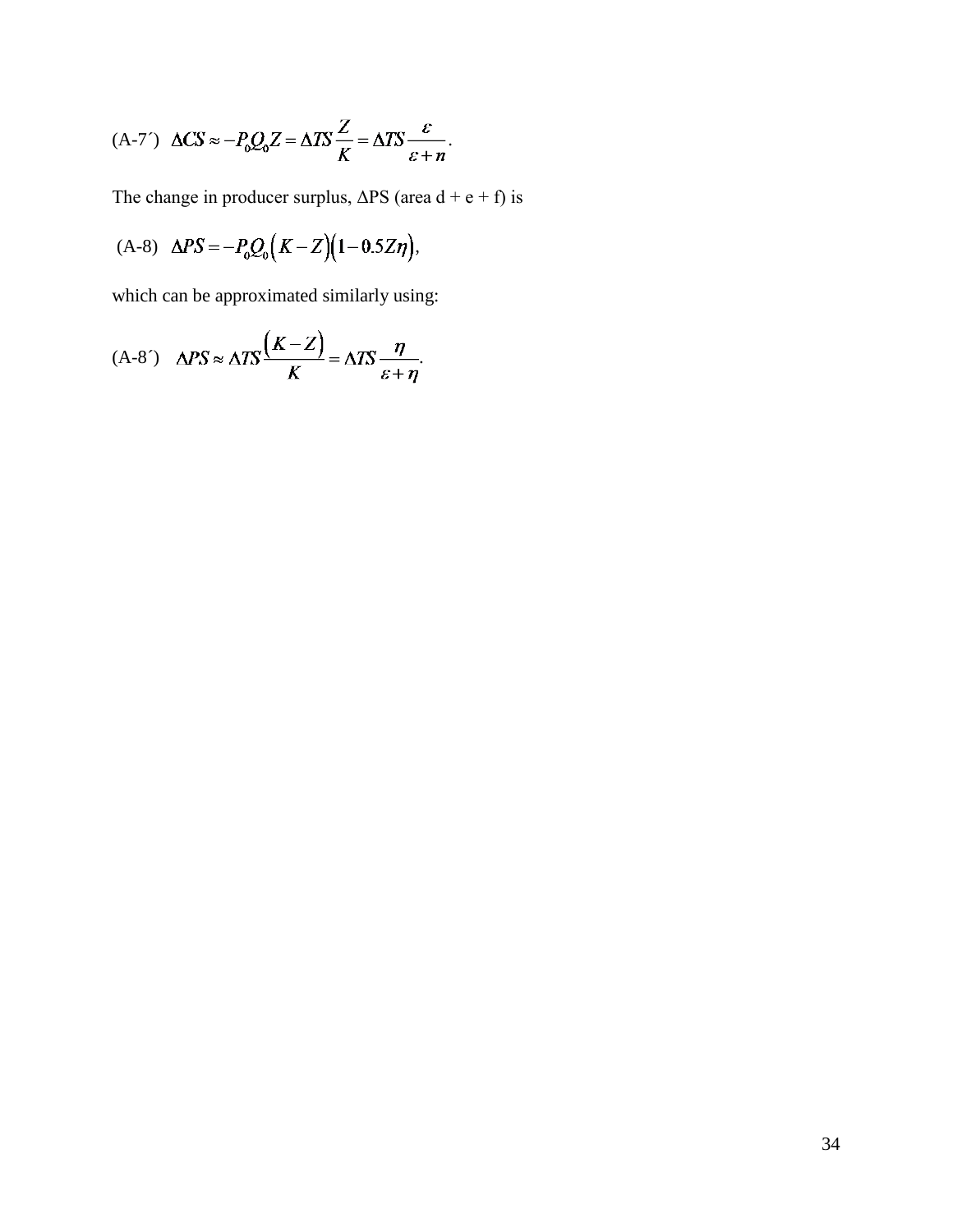(A-7´) $\Delta CS \approx -P_0 Q_0 Z = \Delta TS \dfrac{Z}{K} = \Delta TS \dfrac{\varepsilon}{\varepsilon + n}$.

The change in producer surplus, ∆PS (area d + e + f) is

(A-8) $\Delta PS = -P_0 Q_0 \left(K - Z\right)\left(1 - 0.5 Z\eta\right)$,

which can be approximated similarly using:

(A-8´) $\Delta PS \approx \Delta TS \dfrac{\left(K - Z\right)}{K} = \Delta TS \dfrac{\eta}{\varepsilon + \eta}$.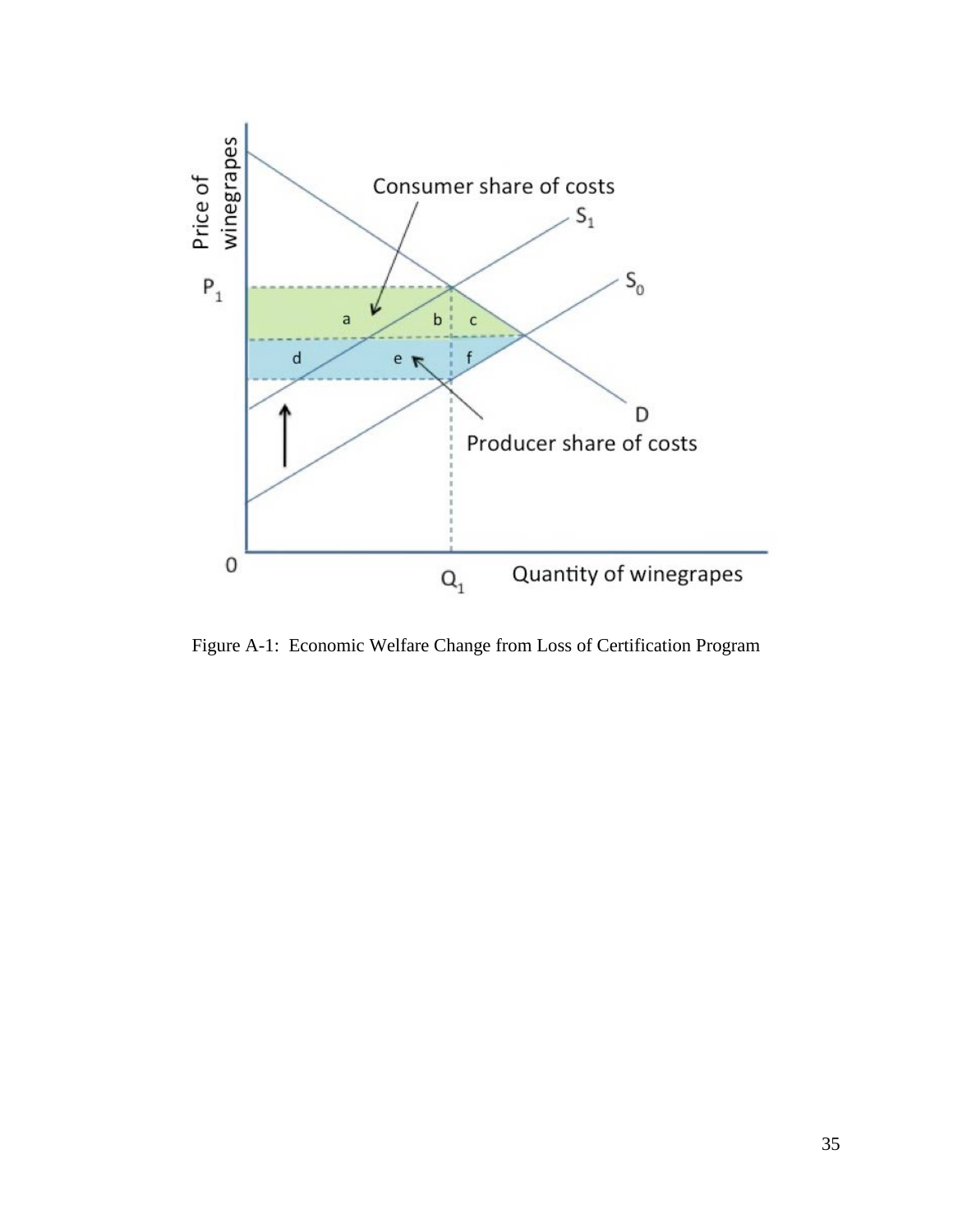Price of winegrapes

Consumer share of costs

$S_1$

$P_1$

$S_0$

a

b

c

d

e

f

D

Producer share of costs

0

$Q_1$

Quantity of winegrapes

Figure A-1: Economic Welfare Change from Loss of Certification Program